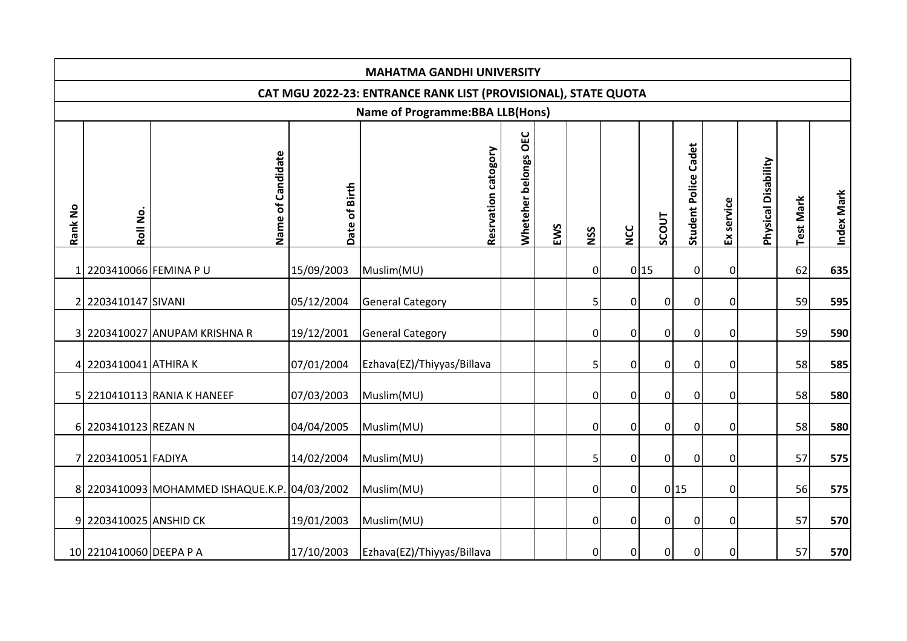# MAHATMA GANDHI UNIVERSITY

## CAT MGU 2022-23: ENTRANCE RANK LIST (PROVISIONAL), STATE QUOTA

### Name of Programme:BBA LLB(Hons)

| Rank No | Roll No. | Name of Candidate | Date of Birth | Resrvation catogory | Whetehr belongs OEC | EWS | NSS | NCC | SCOUT | Student Police Cadet | Ex service | Physical Disability | Test Mark | Index Mark |
|---|---|---|---|---|---|---|---|---|---|---|---|---|---|---|
| 1 | 2203410066 | FEMINA P U | 15/09/2003 | Muslim(MU) | | | 0 | 0 | 15 | 0 | 0 | | 62 | **635** |
| 2 | 2203410147 | SIVANI | 05/12/2004 | General Category | | | 5 | 0 | 0 | 0 | 0 | | 59 | **595** |
| 3 | 2203410027 | ANUPAM KRISHNA R | 19/12/2001 | General Category | | | 0 | 0 | 0 | 0 | 0 | | 59 | **590** |
| 4 | 2203410041 | ATHIRA K | 07/01/2004 | Ezhava(EZ)/Thiyyas/Billava | | | 5 | 0 | 0 | 0 | 0 | | 58 | **585** |
| 5 | 2210410113 | RANIA K HANEEF | 07/03/2003 | Muslim(MU) | | | 0 | 0 | 0 | 0 | 0 | | 58 | **580** |
| 6 | 2203410123 | REZAN N | 04/04/2005 | Muslim(MU) | | | 0 | 0 | 0 | 0 | 0 | | 58 | **580** |
| 7 | 2203410051 | FADIYA | 14/02/2004 | Muslim(MU) | | | 5 | 0 | 0 | 0 | 0 | | 57 | **575** |
| 8 | 2203410093 | MOHAMMED ISHAQUE.K.P. | 04/03/2002 | Muslim(MU) | | | 0 | 0 | 0 | 15 | 0 | | 56 | **575** |
| 9 | 2203410025 | ANSHID CK | 19/01/2003 | Muslim(MU) | | | 0 | 0 | 0 | 0 | 0 | | 57 | **570** |
| 10 | 2210410060 | DEEPA P A | 17/10/2003 | Ezhava(EZ)/Thiyyas/Billava | | | 0 | 0 | 0 | 0 | 0 | | 57 | **570** |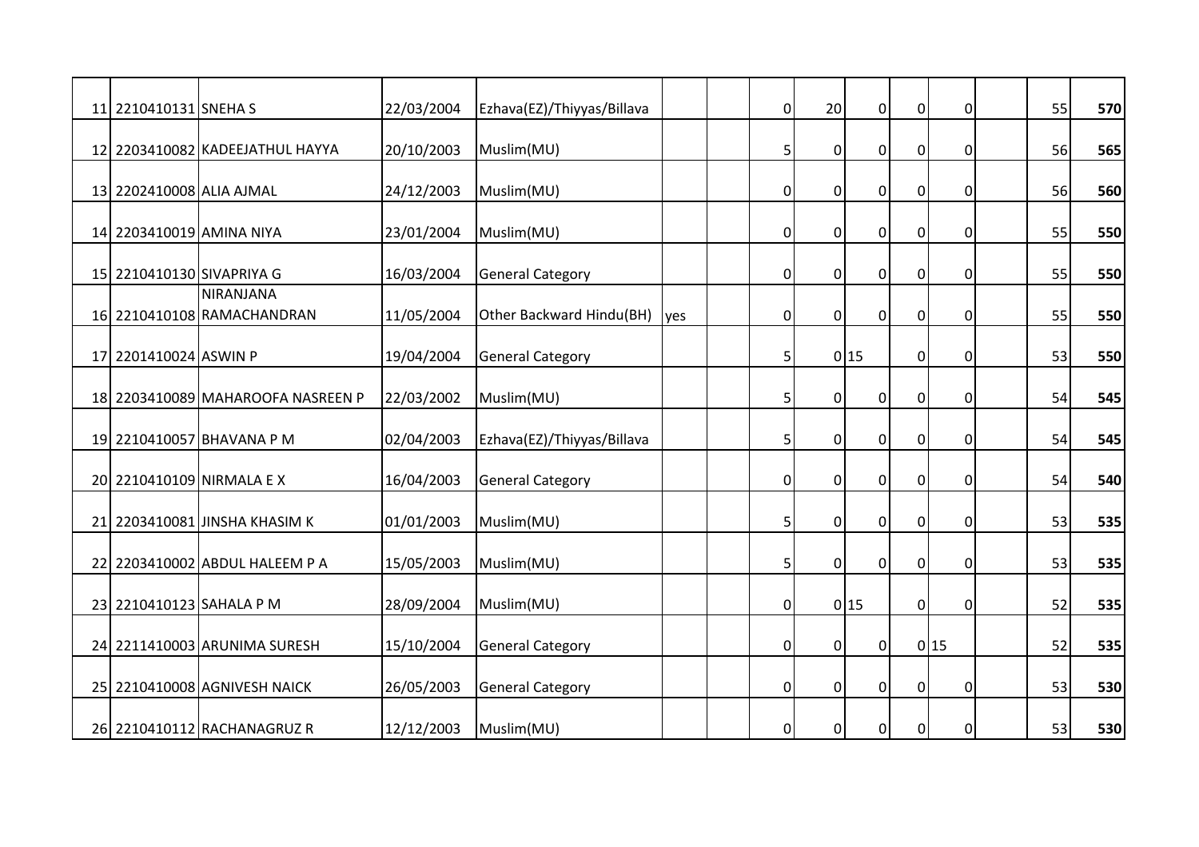| | | | | | | | | | | | | | | |
|---|---|---|---|---|---|---|---|---|---|---|---|---|---|---|
| 11 | 2210410131 | SNEHA S | 22/03/2004 | Ezhava(EZ)/Thiyyas/Billava | | | 0 | 20 | 0 | 0 | 0 | | 55 | **570** |
| 12 | 2203410082 | KADEEJATHUL HAYYA | 20/10/2003 | Muslim(MU) | | | 5 | 0 | 0 | 0 | 0 | | 56 | **565** |
| 13 | 2202410008 | ALIA AJMAL | 24/12/2003 | Muslim(MU) | | | 0 | 0 | 0 | 0 | 0 | | 56 | **560** |
| 14 | 2203410019 | AMINA NIYA | 23/01/2004 | Muslim(MU) | | | 0 | 0 | 0 | 0 | 0 | | 55 | **550** |
| 15 | 2210410130 | SIVAPRIYA G | 16/03/2004 | General Category | | | 0 | 0 | 0 | 0 | 0 | | 55 | **550** |
| 16 | 2210410108 | NIRANJANA RAMACHANDRAN | 11/05/2004 | Other Backward Hindu(BH) | yes | | 0 | 0 | 0 | 0 | 0 | | 55 | **550** |
| 17 | 2201410024 | ASWIN P | 19/04/2004 | General Category | | | 5 | 0 | 15 | 0 | 0 | | 53 | **550** |
| 18 | 2203410089 | MAHAROOFA NASREEN P | 22/03/2002 | Muslim(MU) | | | 5 | 0 | 0 | 0 | 0 | | 54 | **545** |
| 19 | 2210410057 | BHAVANA P M | 02/04/2003 | Ezhava(EZ)/Thiyyas/Billava | | | 5 | 0 | 0 | 0 | 0 | | 54 | **545** |
| 20 | 2210410109 | NIRMALA E X | 16/04/2003 | General Category | | | 0 | 0 | 0 | 0 | 0 | | 54 | **540** |
| 21 | 2203410081 | JINSHA KHASIM K | 01/01/2003 | Muslim(MU) | | | 5 | 0 | 0 | 0 | 0 | | 53 | **535** |
| 22 | 2203410002 | ABDUL HALEEM P A | 15/05/2003 | Muslim(MU) | | | 5 | 0 | 0 | 0 | 0 | | 53 | **535** |
| 23 | 2210410123 | SAHALA P M | 28/09/2004 | Muslim(MU) | | | 0 | 0 | 15 | 0 | 0 | | 52 | **535** |
| 24 | 2211410003 | ARUNIMA SURESH | 15/10/2004 | General Category | | | 0 | 0 | 0 | 0 | 15 | | 52 | **535** |
| 25 | 2210410008 | AGNIVESH NAICK | 26/05/2003 | General Category | | | 0 | 0 | 0 | 0 | 0 | | 53 | **530** |
| 26 | 2210410112 | RACHANAGRUZ R | 12/12/2003 | Muslim(MU) | | | 0 | 0 | 0 | 0 | 0 | | 53 | **530** |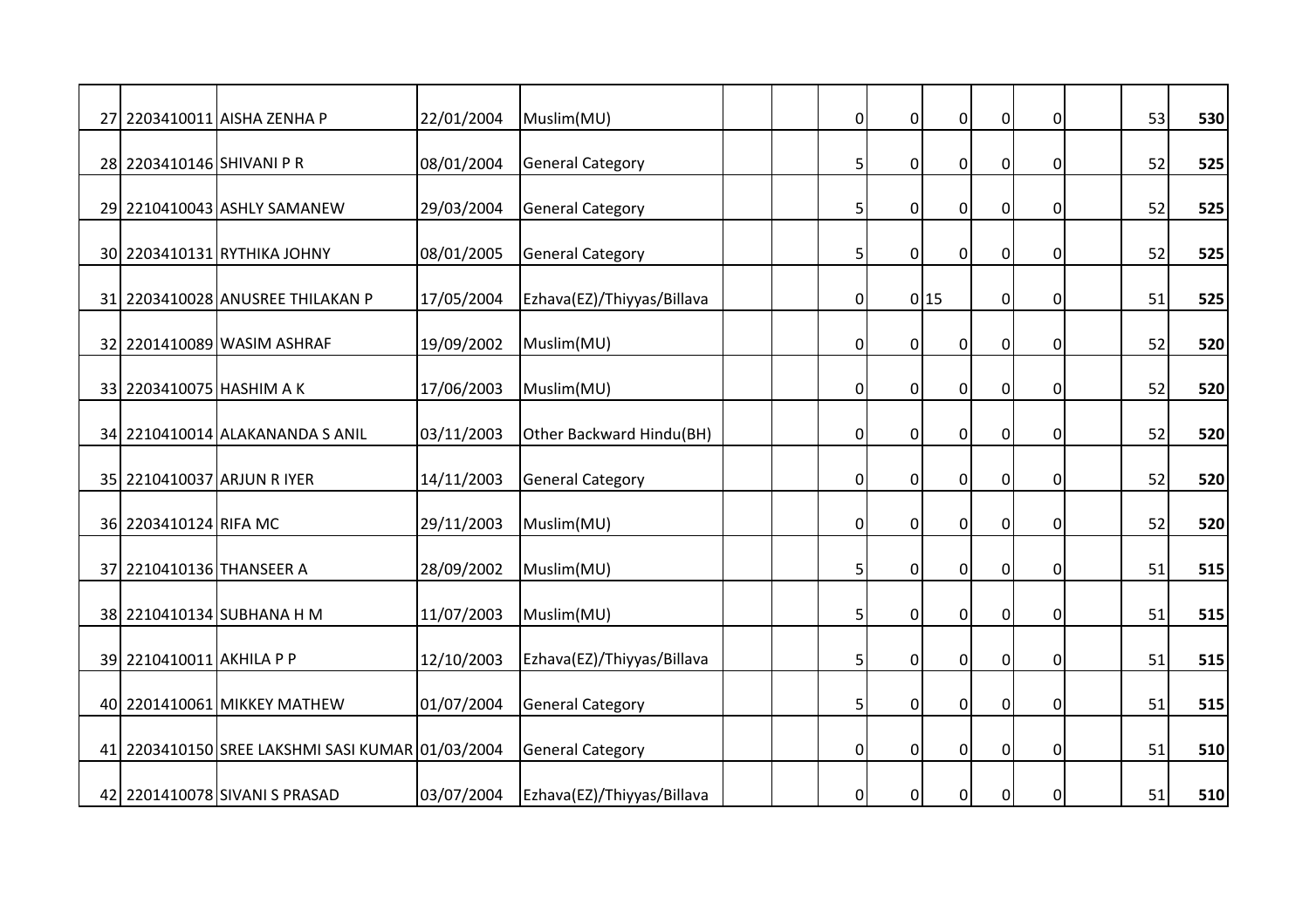| | | | | | | | | | | | | | | |
|---|---|---|---|---|---|---|---|---|---|---|---|---|---|---|
| 27 | 2203410011 | AISHA ZENHA P | 22/01/2004 | Muslim(MU) | | | 0 | 0 | 0 | 0 | 0 | | 53 | **530** |
| 28 | 2203410146 | SHIVANI P R | 08/01/2004 | General Category | | | 5 | 0 | 0 | 0 | 0 | | 52 | **525** |
| 29 | 2210410043 | ASHLY SAMANEW | 29/03/2004 | General Category | | | 5 | 0 | 0 | 0 | 0 | | 52 | **525** |
| 30 | 2203410131 | RYTHIKA JOHNY | 08/01/2005 | General Category | | | 5 | 0 | 0 | 0 | 0 | | 52 | **525** |
| 31 | 2203410028 | ANUSREE THILAKAN P | 17/05/2004 | Ezhava(EZ)/Thiyyas/Billava | | | 0 | 0 | 15 | 0 | 0 | | 51 | **525** |
| 32 | 2201410089 | WASIM ASHRAF | 19/09/2002 | Muslim(MU) | | | 0 | 0 | 0 | 0 | 0 | | 52 | **520** |
| 33 | 2203410075 | HASHIM A K | 17/06/2003 | Muslim(MU) | | | 0 | 0 | 0 | 0 | 0 | | 52 | **520** |
| 34 | 2210410014 | ALAKANANDA S ANIL | 03/11/2003 | Other Backward Hindu(BH) | | | 0 | 0 | 0 | 0 | 0 | | 52 | **520** |
| 35 | 2210410037 | ARJUN R IYER | 14/11/2003 | General Category | | | 0 | 0 | 0 | 0 | 0 | | 52 | **520** |
| 36 | 2203410124 | RIFA MC | 29/11/2003 | Muslim(MU) | | | 0 | 0 | 0 | 0 | 0 | | 52 | **520** |
| 37 | 2210410136 | THANSEER A | 28/09/2002 | Muslim(MU) | | | 5 | 0 | 0 | 0 | 0 | | 51 | **515** |
| 38 | 2210410134 | SUBHANA H M | 11/07/2003 | Muslim(MU) | | | 5 | 0 | 0 | 0 | 0 | | 51 | **515** |
| 39 | 2210410011 | AKHILA P P | 12/10/2003 | Ezhava(EZ)/Thiyyas/Billava | | | 5 | 0 | 0 | 0 | 0 | | 51 | **515** |
| 40 | 2201410061 | MIKKEY MATHEW | 01/07/2004 | General Category | | | 5 | 0 | 0 | 0 | 0 | | 51 | **515** |
| 41 | 2203410150 | SREE LAKSHMI SASI KUMAR | 01/03/2004 | General Category | | | 0 | 0 | 0 | 0 | 0 | | 51 | **510** |
| 42 | 2201410078 | SIVANI S PRASAD | 03/07/2004 | Ezhava(EZ)/Thiyyas/Billava | | | 0 | 0 | 0 | 0 | 0 | | 51 | **510** |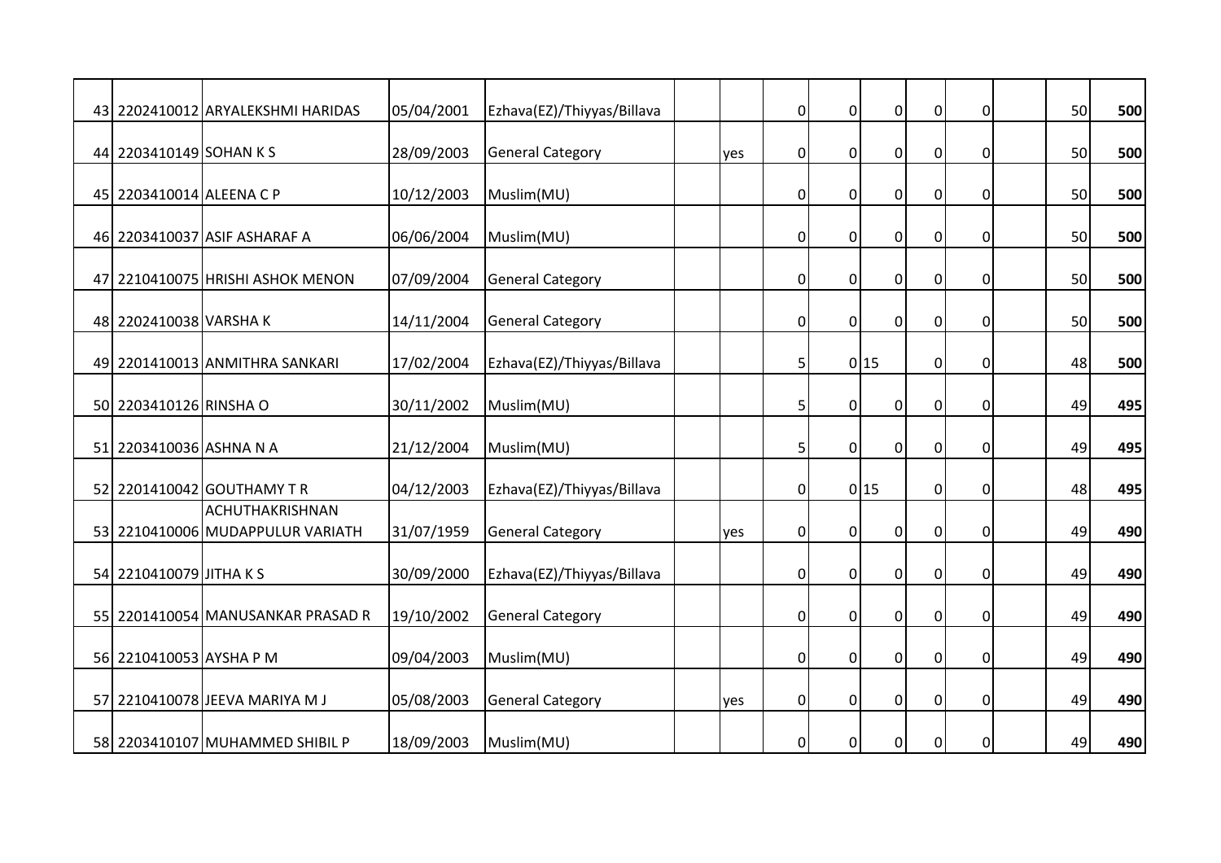| | | | | | | | | | | | | | | |
|---|---|---|---|---|---|---|---|---|---|---|---|---|---|---|
| 43 | 2202410012 | ARYALEKSHMI HARIDAS | 05/04/2001 | Ezhava(EZ)/Thiyyas/Billava | | | 0 | 0 | 0 | 0 | 0 | | 50 | **500** |
| 44 | 2203410149 | SOHAN K S | 28/09/2003 | General Category | | yes | 0 | 0 | 0 | 0 | 0 | | 50 | **500** |
| 45 | 2203410014 | ALEENA C P | 10/12/2003 | Muslim(MU) | | | 0 | 0 | 0 | 0 | 0 | | 50 | **500** |
| 46 | 2203410037 | ASIF ASHARAF A | 06/06/2004 | Muslim(MU) | | | 0 | 0 | 0 | 0 | 0 | | 50 | **500** |
| 47 | 2210410075 | HRISHI ASHOK MENON | 07/09/2004 | General Category | | | 0 | 0 | 0 | 0 | 0 | | 50 | **500** |
| 48 | 2202410038 | VARSHA K | 14/11/2004 | General Category | | | 0 | 0 | 0 | 0 | 0 | | 50 | **500** |
| 49 | 2201410013 | ANMITHRA SANKARI | 17/02/2004 | Ezhava(EZ)/Thiyyas/Billava | | | 5 | 0 | 15 | 0 | 0 | | 48 | **500** |
| 50 | 2203410126 | RINSHA O | 30/11/2002 | Muslim(MU) | | | 5 | 0 | 0 | 0 | 0 | | 49 | **495** |
| 51 | 2203410036 | ASHNA N A | 21/12/2004 | Muslim(MU) | | | 5 | 0 | 0 | 0 | 0 | | 49 | **495** |
| 52 | 2201410042 | GOUTHAMY T R | 04/12/2003 | Ezhava(EZ)/Thiyyas/Billava | | | 0 | 0 | 15 | 0 | 0 | | 48 | **495** |
| 53 | 2210410006 | ACHUTHAKRISHNAN MUDAPPULUR VARIATH | 31/07/1959 | General Category | | yes | 0 | 0 | 0 | 0 | 0 | | 49 | **490** |
| 54 | 2210410079 | JITHA K S | 30/09/2000 | Ezhava(EZ)/Thiyyas/Billava | | | 0 | 0 | 0 | 0 | 0 | | 49 | **490** |
| 55 | 2201410054 | MANUSANKAR PRASAD R | 19/10/2002 | General Category | | | 0 | 0 | 0 | 0 | 0 | | 49 | **490** |
| 56 | 2210410053 | AYSHA P M | 09/04/2003 | Muslim(MU) | | | 0 | 0 | 0 | 0 | 0 | | 49 | **490** |
| 57 | 2210410078 | JEEVA MARIYA M J | 05/08/2003 | General Category | | yes | 0 | 0 | 0 | 0 | 0 | | 49 | **490** |
| 58 | 2203410107 | MUHAMMED SHIBIL P | 18/09/2003 | Muslim(MU) | | | 0 | 0 | 0 | 0 | 0 | | 49 | **490** |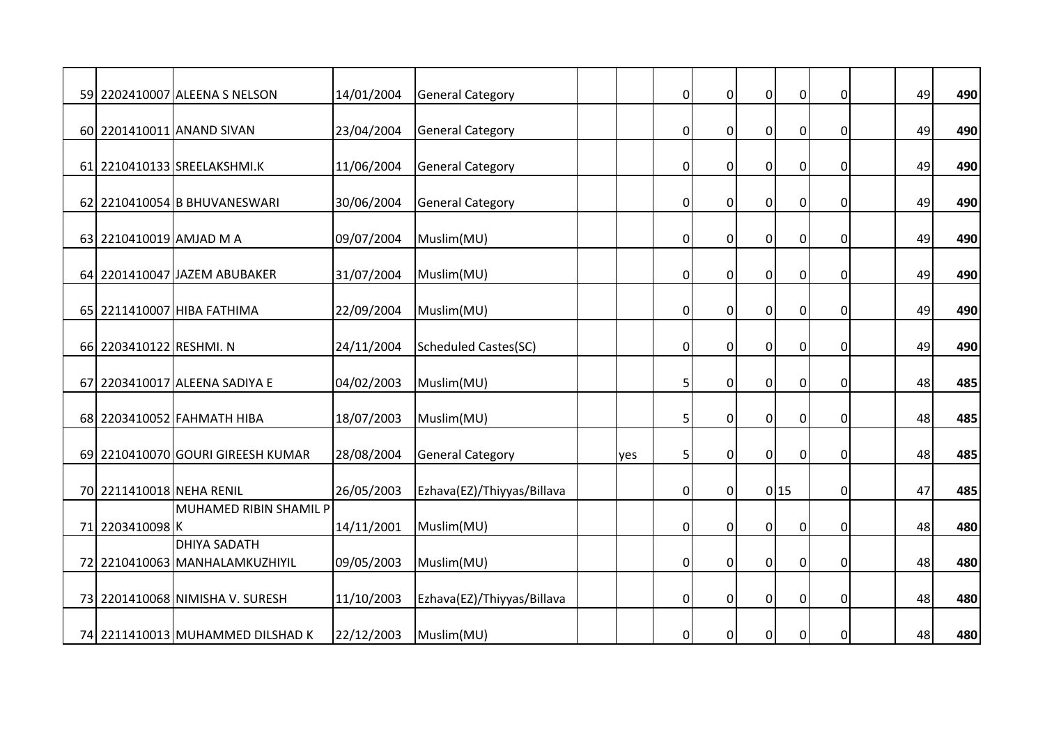| | | | | | | | | | | | | | | |
|---|---|---|---|---|---|---|---|---|---|---|---|---|---|---|
| 59 | 2202410007 | ALEENA S NELSON | 14/01/2004 | General Category | | | 0 | 0 | 0 | 0 | 0 | | 49 | **490** |
| 60 | 2201410011 | ANAND SIVAN | 23/04/2004 | General Category | | | 0 | 0 | 0 | 0 | 0 | | 49 | **490** |
| 61 | 2210410133 | SREELAKSHMI.K | 11/06/2004 | General Category | | | 0 | 0 | 0 | 0 | 0 | | 49 | **490** |
| 62 | 2210410054 | B BHUVANESWARI | 30/06/2004 | General Category | | | 0 | 0 | 0 | 0 | 0 | | 49 | **490** |
| 63 | 2210410019 | AMJAD M A | 09/07/2004 | Muslim(MU) | | | 0 | 0 | 0 | 0 | 0 | | 49 | **490** |
| 64 | 2201410047 | JAZEM ABUBAKER | 31/07/2004 | Muslim(MU) | | | 0 | 0 | 0 | 0 | 0 | | 49 | **490** |
| 65 | 2211410007 | HIBA FATHIMA | 22/09/2004 | Muslim(MU) | | | 0 | 0 | 0 | 0 | 0 | | 49 | **490** |
| 66 | 2203410122 | RESHMI. N | 24/11/2004 | Scheduled Castes(SC) | | | 0 | 0 | 0 | 0 | 0 | | 49 | **490** |
| 67 | 2203410017 | ALEENA SADIYA E | 04/02/2003 | Muslim(MU) | | | 5 | 0 | 0 | 0 | 0 | | 48 | **485** |
| 68 | 2203410052 | FAHMATH HIBA | 18/07/2003 | Muslim(MU) | | | 5 | 0 | 0 | 0 | 0 | | 48 | **485** |
| 69 | 2210410070 | GOURI GIREESH KUMAR | 28/08/2004 | General Category | | yes | 5 | 0 | 0 | 0 | 0 | | 48 | **485** |
| 70 | 2211410018 | NEHA RENIL | 26/05/2003 | Ezhava(EZ)/Thiyyas/Billava | | | 0 | 0 | 0 | 15 | 0 | | 47 | **485** |
| 71 | 2203410098 | MUHAMED RIBIN SHAMIL P K | 14/11/2001 | Muslim(MU) | | | 0 | 0 | 0 | 0 | 0 | | 48 | **480** |
| 72 | 2210410063 | DHIYA SADATH MANHALAMKUZHIYIL | 09/05/2003 | Muslim(MU) | | | 0 | 0 | 0 | 0 | 0 | | 48 | **480** |
| 73 | 2201410068 | NIMISHA V. SURESH | 11/10/2003 | Ezhava(EZ)/Thiyyas/Billava | | | 0 | 0 | 0 | 0 | 0 | | 48 | **480** |
| 74 | 2211410013 | MUHAMMED DILSHAD K | 22/12/2003 | Muslim(MU) | | | 0 | 0 | 0 | 0 | 0 | | 48 | **480** |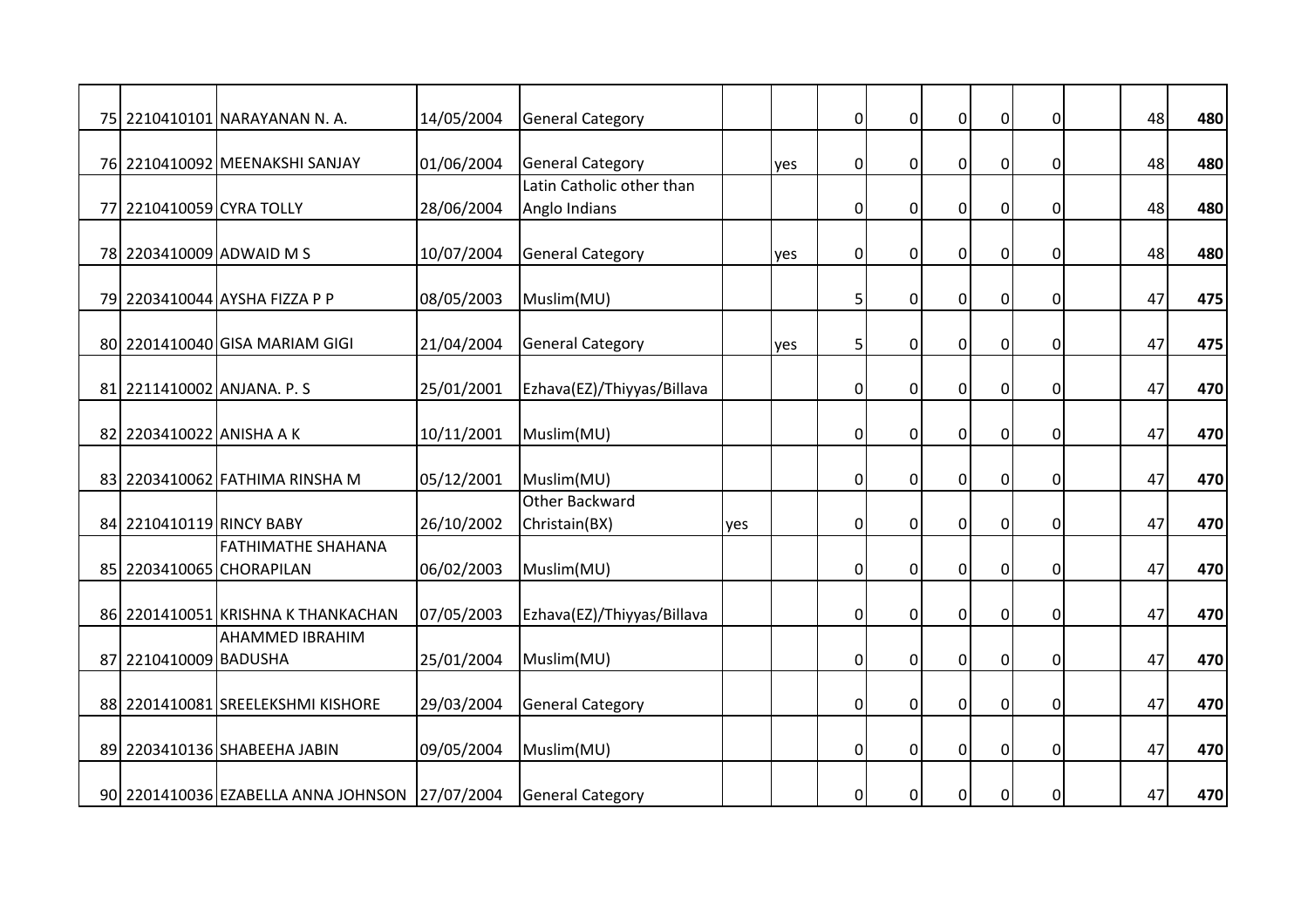| | | | | | | | | | | | | | | |
|---|---|---|---|---|---|---|---|---|---|---|---|---|---|---|
| 75 | 2210410101 | NARAYANAN N. A. | 14/05/2004 | General Category | | | 0 | 0 | 0 | 0 | 0 | | 48 | **480** |
| 76 | 2210410092 | MEENAKSHI SANJAY | 01/06/2004 | General Category | | yes | 0 | 0 | 0 | 0 | 0 | | 48 | **480** |
| 77 | 2210410059 | CYRA TOLLY | 28/06/2004 | Latin Catholic other than Anglo Indians | | | 0 | 0 | 0 | 0 | 0 | | 48 | **480** |
| 78 | 2203410009 | ADWAID M S | 10/07/2004 | General Category | | yes | 0 | 0 | 0 | 0 | 0 | | 48 | **480** |
| 79 | 2203410044 | AYSHA FIZZA P P | 08/05/2003 | Muslim(MU) | | | 5 | 0 | 0 | 0 | 0 | | 47 | **475** |
| 80 | 2201410040 | GISA MARIAM GIGI | 21/04/2004 | General Category | | yes | 5 | 0 | 0 | 0 | 0 | | 47 | **475** |
| 81 | 2211410002 | ANJANA. P. S | 25/01/2001 | Ezhava(EZ)/Thiyyas/Billava | | | 0 | 0 | 0 | 0 | 0 | | 47 | **470** |
| 82 | 2203410022 | ANISHA A K | 10/11/2001 | Muslim(MU) | | | 0 | 0 | 0 | 0 | 0 | | 47 | **470** |
| 83 | 2203410062 | FATHIMA RINSHA M | 05/12/2001 | Muslim(MU) | | | 0 | 0 | 0 | 0 | 0 | | 47 | **470** |
| 84 | 2210410119 | RINCY BABY | 26/10/2002 | Other Backward Christain(BX) | yes | | 0 | 0 | 0 | 0 | 0 | | 47 | **470** |
| 85 | 2203410065 | FATHIMATHE SHAHANA CHORAPILAN | 06/02/2003 | Muslim(MU) | | | 0 | 0 | 0 | 0 | 0 | | 47 | **470** |
| 86 | 2201410051 | KRISHNA K THANKACHAN | 07/05/2003 | Ezhava(EZ)/Thiyyas/Billava | | | 0 | 0 | 0 | 0 | 0 | | 47 | **470** |
| 87 | 2210410009 | AHAMMED IBRAHIM BADUSHA | 25/01/2004 | Muslim(MU) | | | 0 | 0 | 0 | 0 | 0 | | 47 | **470** |
| 88 | 2201410081 | SREELEKSHMI KISHORE | 29/03/2004 | General Category | | | 0 | 0 | 0 | 0 | 0 | | 47 | **470** |
| 89 | 2203410136 | SHABEEHA JABIN | 09/05/2004 | Muslim(MU) | | | 0 | 0 | 0 | 0 | 0 | | 47 | **470** |
| 90 | 2201410036 | EZABELLA ANNA JOHNSON | 27/07/2004 | General Category | | | 0 | 0 | 0 | 0 | 0 | | 47 | **470** |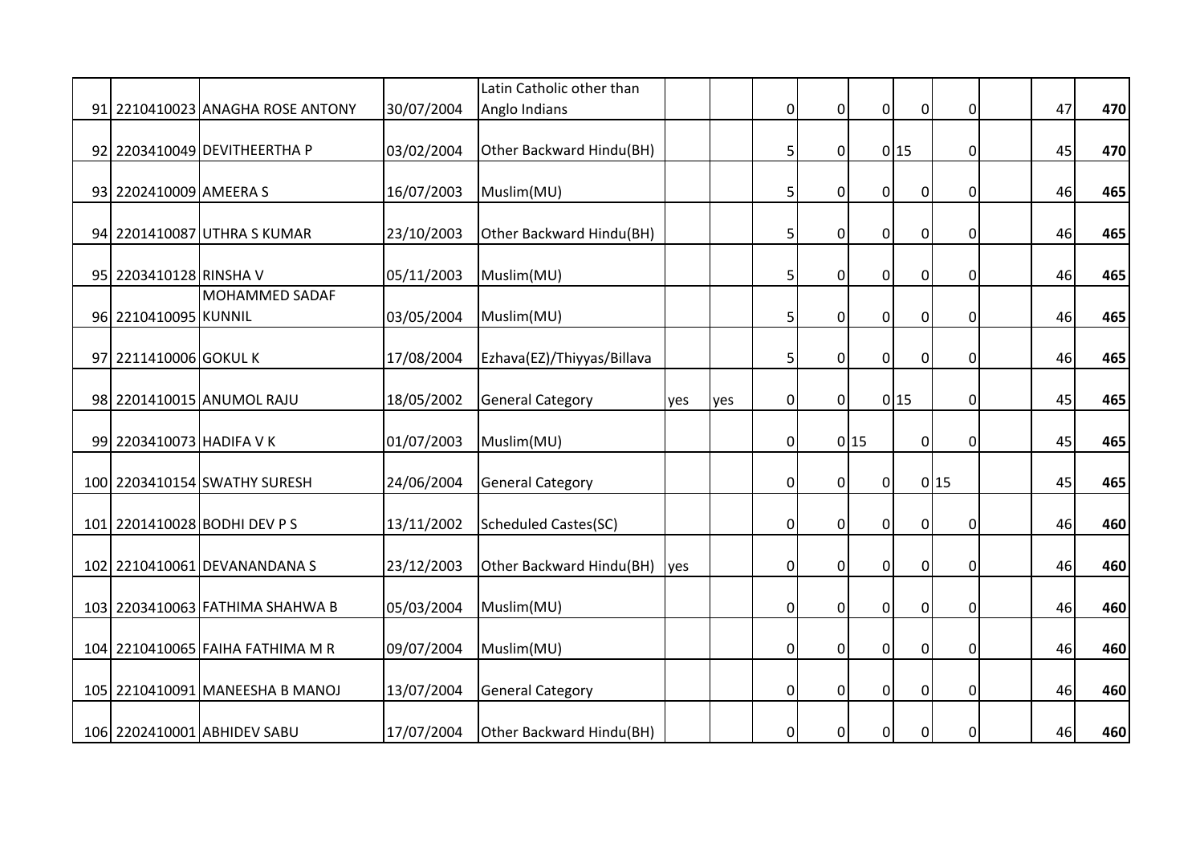| | | | | | | | | | | | | | | |
|---|---|---|---|---|---|---|---|---|---|---|---|---|---|---|
| 91 | 2210410023 | ANAGHA ROSE ANTONY | 30/07/2004 | Latin Catholic other than Anglo Indians | | | 0 | 0 | 0 | 0 | 0 | | 47 | **470** |
| 92 | 2203410049 | DEVITHEERTHA P | 03/02/2004 | Other Backward Hindu(BH) | | | 5 | 0 | 0 | 15 | 0 | | 45 | **470** |
| 93 | 2202410009 | AMEERA S | 16/07/2003 | Muslim(MU) | | | 5 | 0 | 0 | 0 | 0 | | 46 | **465** |
| 94 | 2201410087 | UTHRA S KUMAR | 23/10/2003 | Other Backward Hindu(BH) | | | 5 | 0 | 0 | 0 | 0 | | 46 | **465** |
| 95 | 2203410128 | RINSHA V | 05/11/2003 | Muslim(MU) | | | 5 | 0 | 0 | 0 | 0 | | 46 | **465** |
| 96 | 2210410095 | MOHAMMED SADAF KUNNIL | 03/05/2004 | Muslim(MU) | | | 5 | 0 | 0 | 0 | 0 | | 46 | **465** |
| 97 | 2211410006 | GOKUL K | 17/08/2004 | Ezhava(EZ)/Thiyyas/Billava | | | 5 | 0 | 0 | 0 | 0 | | 46 | **465** |
| 98 | 2201410015 | ANUMOL RAJU | 18/05/2002 | General Category | yes | yes | 0 | 0 | 0 | 15 | 0 | | 45 | **465** |
| 99 | 2203410073 | HADIFA V K | 01/07/2003 | Muslim(MU) | | | 0 | 0 | 15 | 0 | 0 | | 45 | **465** |
| 100 | 2203410154 | SWATHY SURESH | 24/06/2004 | General Category | | | 0 | 0 | 0 | 0 | 15 | | 45 | **465** |
| 101 | 2201410028 | BODHI DEV P S | 13/11/2002 | Scheduled Castes(SC) | | | 0 | 0 | 0 | 0 | 0 | | 46 | **460** |
| 102 | 2210410061 | DEVANANDANA S | 23/12/2003 | Other Backward Hindu(BH) | yes | | 0 | 0 | 0 | 0 | 0 | | 46 | **460** |
| 103 | 2203410063 | FATHIMA SHAHWA B | 05/03/2004 | Muslim(MU) | | | 0 | 0 | 0 | 0 | 0 | | 46 | **460** |
| 104 | 2210410065 | FAIHA FATHIMA M R | 09/07/2004 | Muslim(MU) | | | 0 | 0 | 0 | 0 | 0 | | 46 | **460** |
| 105 | 2210410091 | MANEESHA B MANOJ | 13/07/2004 | General Category | | | 0 | 0 | 0 | 0 | 0 | | 46 | **460** |
| 106 | 2202410001 | ABHIDEV SABU | 17/07/2004 | Other Backward Hindu(BH) | | | 0 | 0 | 0 | 0 | 0 | | 46 | **460** |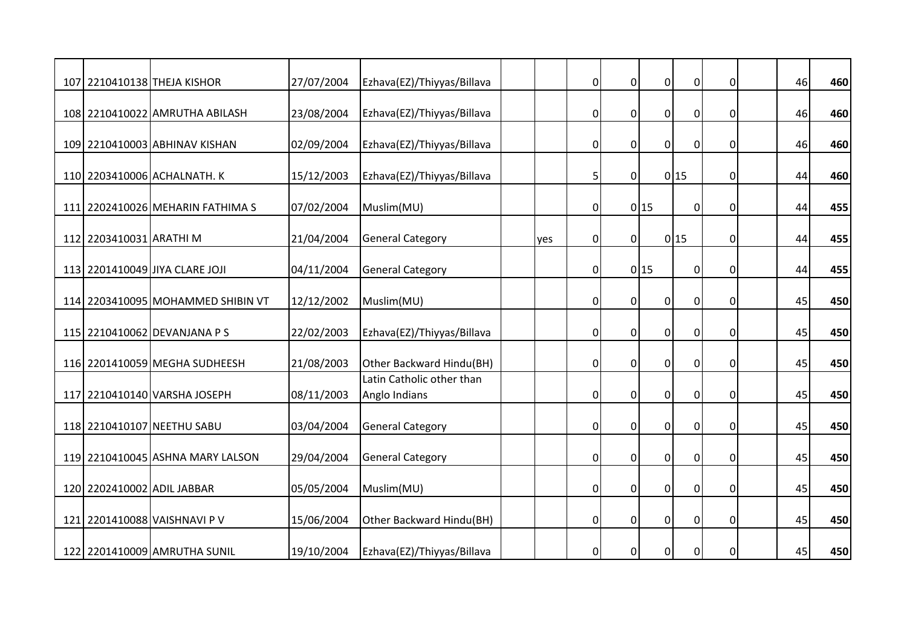| | | | | | | | | | | | | | | |
|---|---|---|---|---|---|---|---|---|---|---|---|---|---|---|
| 107 | 2210410138 | THEJA KISHOR | 27/07/2004 | Ezhava(EZ)/Thiyyas/Billava | | | 0 | 0 | 0 | 0 | 0 | | 46 | **460** |
| 108 | 2210410022 | AMRUTHA ABILASH | 23/08/2004 | Ezhava(EZ)/Thiyyas/Billava | | | 0 | 0 | 0 | 0 | 0 | | 46 | **460** |
| 109 | 2210410003 | ABHINAV KISHAN | 02/09/2004 | Ezhava(EZ)/Thiyyas/Billava | | | 0 | 0 | 0 | 0 | 0 | | 46 | **460** |
| 110 | 2203410006 | ACHALNATH. K | 15/12/2003 | Ezhava(EZ)/Thiyyas/Billava | | | 5 | 0 | 0 | 15 | 0 | | 44 | **460** |
| 111 | 2202410026 | MEHARIN FATHIMA S | 07/02/2004 | Muslim(MU) | | | 0 | 0 | 15 | 0 | 0 | | 44 | **455** |
| 112 | 2203410031 | ARATHI M | 21/04/2004 | General Category | | yes | 0 | 0 | 0 | 15 | 0 | | 44 | **455** |
| 113 | 2201410049 | JIYA CLARE JOJI | 04/11/2004 | General Category | | | 0 | 0 | 15 | 0 | 0 | | 44 | **455** |
| 114 | 2203410095 | MOHAMMED SHIBIN VT | 12/12/2002 | Muslim(MU) | | | 0 | 0 | 0 | 0 | 0 | | 45 | **450** |
| 115 | 2210410062 | DEVANJANA P S | 22/02/2003 | Ezhava(EZ)/Thiyyas/Billava | | | 0 | 0 | 0 | 0 | 0 | | 45 | **450** |
| 116 | 2201410059 | MEGHA SUDHEESH | 21/08/2003 | Other Backward Hindu(BH) | | | 0 | 0 | 0 | 0 | 0 | | 45 | **450** |
| 117 | 2210410140 | VARSHA JOSEPH | 08/11/2003 | Latin Catholic other than Anglo Indians | | | 0 | 0 | 0 | 0 | 0 | | 45 | **450** |
| 118 | 2210410107 | NEETHU SABU | 03/04/2004 | General Category | | | 0 | 0 | 0 | 0 | 0 | | 45 | **450** |
| 119 | 2210410045 | ASHNA MARY LALSON | 29/04/2004 | General Category | | | 0 | 0 | 0 | 0 | 0 | | 45 | **450** |
| 120 | 2202410002 | ADIL JABBAR | 05/05/2004 | Muslim(MU) | | | 0 | 0 | 0 | 0 | 0 | | 45 | **450** |
| 121 | 2201410088 | VAISHNAVI P V | 15/06/2004 | Other Backward Hindu(BH) | | | 0 | 0 | 0 | 0 | 0 | | 45 | **450** |
| 122 | 2201410009 | AMRUTHA SUNIL | 19/10/2004 | Ezhava(EZ)/Thiyyas/Billava | | | 0 | 0 | 0 | 0 | 0 | | 45 | **450** |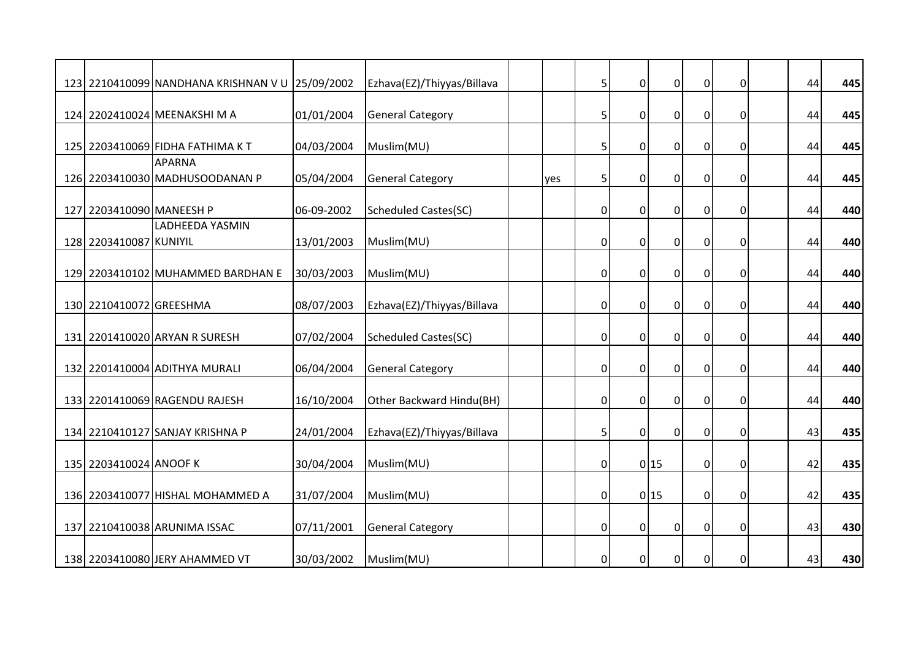| | | | | | | | | | | | | | | |
|---|---|---|---|---|---|---|---|---|---|---|---|---|---|---|
| 123 | 2210410099 | NANDHANA KRISHNAN V U | 25/09/2002 | Ezhava(EZ)/Thiyyas/Billava | | | 5 | 0 | 0 | 0 | 0 | | 44 | **445** |
| 124 | 2202410024 | MEENAKSHI M A | 01/01/2004 | General Category | | | 5 | 0 | 0 | 0 | 0 | | 44 | **445** |
| 125 | 2203410069 | FIDHA FATHIMA K T | 04/03/2004 | Muslim(MU) | | | 5 | 0 | 0 | 0 | 0 | | 44 | **445** |
| 126 | 2203410030 | APARNA MADHUSOODANAN P | 05/04/2004 | General Category | | yes | 5 | 0 | 0 | 0 | 0 | | 44 | **445** |
| 127 | 2203410090 | MANEESH P | 06-09-2002 | Scheduled Castes(SC) | | | 0 | 0 | 0 | 0 | 0 | | 44 | **440** |
| 128 | 2203410087 | LADHEEDA YASMIN KUNIYIL | 13/01/2003 | Muslim(MU) | | | 0 | 0 | 0 | 0 | 0 | | 44 | **440** |
| 129 | 2203410102 | MUHAMMED BARDHAN E | 30/03/2003 | Muslim(MU) | | | 0 | 0 | 0 | 0 | 0 | | 44 | **440** |
| 130 | 2210410072 | GREESHMA | 08/07/2003 | Ezhava(EZ)/Thiyyas/Billava | | | 0 | 0 | 0 | 0 | 0 | | 44 | **440** |
| 131 | 2201410020 | ARYAN R SURESH | 07/02/2004 | Scheduled Castes(SC) | | | 0 | 0 | 0 | 0 | 0 | | 44 | **440** |
| 132 | 2201410004 | ADITHYA MURALI | 06/04/2004 | General Category | | | 0 | 0 | 0 | 0 | 0 | | 44 | **440** |
| 133 | 2201410069 | RAGENDU RAJESH | 16/10/2004 | Other Backward Hindu(BH) | | | 0 | 0 | 0 | 0 | 0 | | 44 | **440** |
| 134 | 2210410127 | SANJAY KRISHNA P | 24/01/2004 | Ezhava(EZ)/Thiyyas/Billava | | | 5 | 0 | 0 | 0 | 0 | | 43 | **435** |
| 135 | 2203410024 | ANOOF K | 30/04/2004 | Muslim(MU) | | | 0 | 0 | 15 | 0 | 0 | | 42 | **435** |
| 136 | 2203410077 | HISHAL MOHAMMED A | 31/07/2004 | Muslim(MU) | | | 0 | 0 | 15 | 0 | 0 | | 42 | **435** |
| 137 | 2210410038 | ARUNIMA ISSAC | 07/11/2001 | General Category | | | 0 | 0 | 0 | 0 | 0 | | 43 | **430** |
| 138 | 2203410080 | JERY AHAMMED VT | 30/03/2002 | Muslim(MU) | | | 0 | 0 | 0 | 0 | 0 | | 43 | **430** |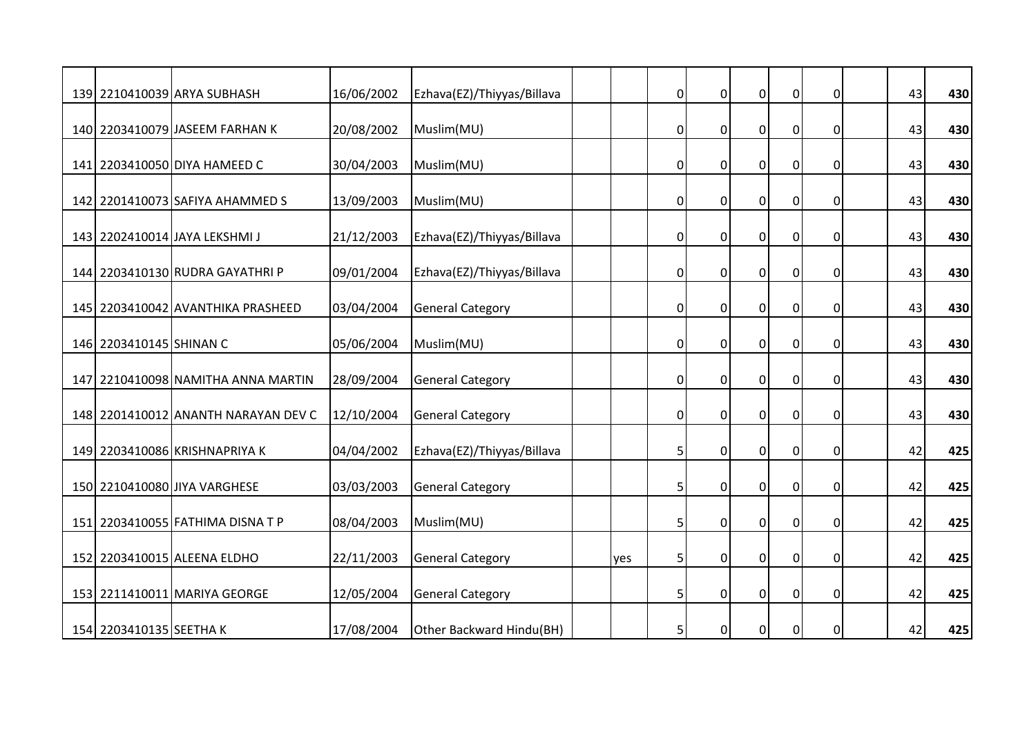| | | | | | | | | | | | | | | |
|---|---|---|---|---|---|---|---|---|---|---|---|---|---|---|
| 139 | 2210410039 | ARYA SUBHASH | 16/06/2002 | Ezhava(EZ)/Thiyyas/Billava | | | 0 | 0 | 0 | 0 | 0 | | 43 | **430** |
| 140 | 2203410079 | JASEEM FARHAN K | 20/08/2002 | Muslim(MU) | | | 0 | 0 | 0 | 0 | 0 | | 43 | **430** |
| 141 | 2203410050 | DIYA HAMEED C | 30/04/2003 | Muslim(MU) | | | 0 | 0 | 0 | 0 | 0 | | 43 | **430** |
| 142 | 2201410073 | SAFIYA AHAMMED S | 13/09/2003 | Muslim(MU) | | | 0 | 0 | 0 | 0 | 0 | | 43 | **430** |
| 143 | 2202410014 | JAYA LEKSHMI J | 21/12/2003 | Ezhava(EZ)/Thiyyas/Billava | | | 0 | 0 | 0 | 0 | 0 | | 43 | **430** |
| 144 | 2203410130 | RUDRA GAYATHRI P | 09/01/2004 | Ezhava(EZ)/Thiyyas/Billava | | | 0 | 0 | 0 | 0 | 0 | | 43 | **430** |
| 145 | 2203410042 | AVANTHIKA PRASHEED | 03/04/2004 | General Category | | | 0 | 0 | 0 | 0 | 0 | | 43 | **430** |
| 146 | 2203410145 | SHINAN C | 05/06/2004 | Muslim(MU) | | | 0 | 0 | 0 | 0 | 0 | | 43 | **430** |
| 147 | 2210410098 | NAMITHA ANNA MARTIN | 28/09/2004 | General Category | | | 0 | 0 | 0 | 0 | 0 | | 43 | **430** |
| 148 | 2201410012 | ANANTH NARAYAN DEV C | 12/10/2004 | General Category | | | 0 | 0 | 0 | 0 | 0 | | 43 | **430** |
| 149 | 2203410086 | KRISHNAPRIYA K | 04/04/2002 | Ezhava(EZ)/Thiyyas/Billava | | | 5 | 0 | 0 | 0 | 0 | | 42 | **425** |
| 150 | 2210410080 | JIYA VARGHESE | 03/03/2003 | General Category | | | 5 | 0 | 0 | 0 | 0 | | 42 | **425** |
| 151 | 2203410055 | FATHIMA DISNA T P | 08/04/2003 | Muslim(MU) | | | 5 | 0 | 0 | 0 | 0 | | 42 | **425** |
| 152 | 2203410015 | ALEENA ELDHO | 22/11/2003 | General Category | | yes | 5 | 0 | 0 | 0 | 0 | | 42 | **425** |
| 153 | 2211410011 | MARIYA GEORGE | 12/05/2004 | General Category | | | 5 | 0 | 0 | 0 | 0 | | 42 | **425** |
| 154 | 2203410135 | SEETHA K | 17/08/2004 | Other Backward Hindu(BH) | | | 5 | 0 | 0 | 0 | 0 | | 42 | **425** |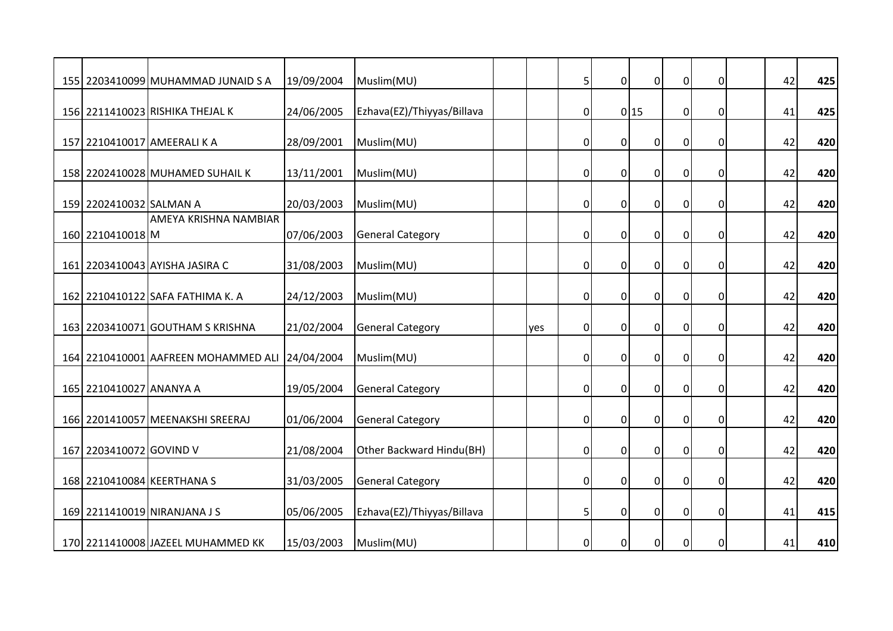| | | | | | | | | | | | | | | |
|---|---|---|---|---|---|---|---|---|---|---|---|---|---|---|
| 155 | 2203410099 | MUHAMMAD JUNAID S A | 19/09/2004 | Muslim(MU) | | | 5 | 0 | 0 | 0 | 0 | | 42 | **425** |
| 156 | 2211410023 | RISHIKA THEJAL K | 24/06/2005 | Ezhava(EZ)/Thiyyas/Billava | | | 0 | 0 | 15 | 0 | 0 | | 41 | **425** |
| 157 | 2210410017 | AMEERALI K A | 28/09/2001 | Muslim(MU) | | | 0 | 0 | 0 | 0 | 0 | | 42 | **420** |
| 158 | 2202410028 | MUHAMED SUHAIL K | 13/11/2001 | Muslim(MU) | | | 0 | 0 | 0 | 0 | 0 | | 42 | **420** |
| 159 | 2202410032 | SALMAN A | 20/03/2003 | Muslim(MU) | | | 0 | 0 | 0 | 0 | 0 | | 42 | **420** |
| 160 | 2210410018 | AMEYA KRISHNA NAMBIAR M | 07/06/2003 | General Category | | | 0 | 0 | 0 | 0 | 0 | | 42 | **420** |
| 161 | 2203410043 | AYISHA JASIRA C | 31/08/2003 | Muslim(MU) | | | 0 | 0 | 0 | 0 | 0 | | 42 | **420** |
| 162 | 2210410122 | SAFA FATHIMA K. A | 24/12/2003 | Muslim(MU) | | | 0 | 0 | 0 | 0 | 0 | | 42 | **420** |
| 163 | 2203410071 | GOUTHAM S KRISHNA | 21/02/2004 | General Category | | yes | 0 | 0 | 0 | 0 | 0 | | 42 | **420** |
| 164 | 2210410001 | AAFREEN MOHAMMED ALI | 24/04/2004 | Muslim(MU) | | | 0 | 0 | 0 | 0 | 0 | | 42 | **420** |
| 165 | 2210410027 | ANANYA A | 19/05/2004 | General Category | | | 0 | 0 | 0 | 0 | 0 | | 42 | **420** |
| 166 | 2201410057 | MEENAKSHI SREERAJ | 01/06/2004 | General Category | | | 0 | 0 | 0 | 0 | 0 | | 42 | **420** |
| 167 | 2203410072 | GOVIND V | 21/08/2004 | Other Backward Hindu(BH) | | | 0 | 0 | 0 | 0 | 0 | | 42 | **420** |
| 168 | 2210410084 | KEERTHANA S | 31/03/2005 | General Category | | | 0 | 0 | 0 | 0 | 0 | | 42 | **420** |
| 169 | 2211410019 | NIRANJANA J S | 05/06/2005 | Ezhava(EZ)/Thiyyas/Billava | | | 5 | 0 | 0 | 0 | 0 | | 41 | **415** |
| 170 | 2211410008 | JAZEEL MUHAMMED KK | 15/03/2003 | Muslim(MU) | | | 0 | 0 | 0 | 0 | 0 | | 41 | **410** |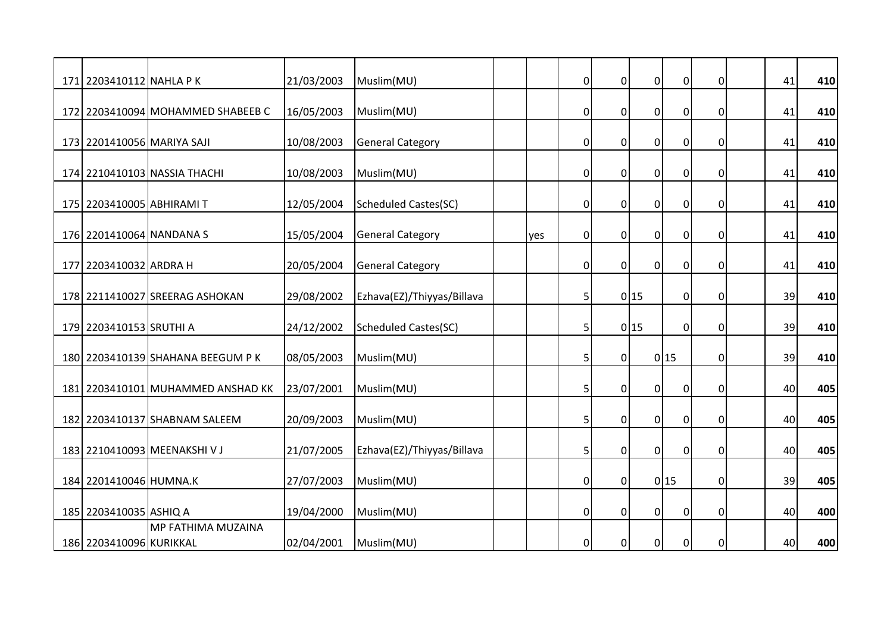| | | | | | | | | | | | | | | |
|---|---|---|---|---|---|---|---|---|---|---|---|---|---|---|
| 171 | 2203410112 | NAHLA P K | 21/03/2003 | Muslim(MU) | | | 0 | 0 | 0 | 0 | 0 | | 41 | **410** |
| 172 | 2203410094 | MOHAMMED SHABEEB C | 16/05/2003 | Muslim(MU) | | | 0 | 0 | 0 | 0 | 0 | | 41 | **410** |
| 173 | 2201410056 | MARIYA SAJI | 10/08/2003 | General Category | | | 0 | 0 | 0 | 0 | 0 | | 41 | **410** |
| 174 | 2210410103 | NASSIA THACHI | 10/08/2003 | Muslim(MU) | | | 0 | 0 | 0 | 0 | 0 | | 41 | **410** |
| 175 | 2203410005 | ABHIRAMI T | 12/05/2004 | Scheduled Castes(SC) | | | 0 | 0 | 0 | 0 | 0 | | 41 | **410** |
| 176 | 2201410064 | NANDANA S | 15/05/2004 | General Category | | yes | 0 | 0 | 0 | 0 | 0 | | 41 | **410** |
| 177 | 2203410032 | ARDRA H | 20/05/2004 | General Category | | | 0 | 0 | 0 | 0 | 0 | | 41 | **410** |
| 178 | 2211410027 | SREERAG ASHOKAN | 29/08/2002 | Ezhava(EZ)/Thiyyas/Billava | | | 5 | 0 | 15 | 0 | 0 | | 39 | **410** |
| 179 | 2203410153 | SRUTHI A | 24/12/2002 | Scheduled Castes(SC) | | | 5 | 0 | 15 | 0 | 0 | | 39 | **410** |
| 180 | 2203410139 | SHAHANA BEEGUM P K | 08/05/2003 | Muslim(MU) | | | 5 | 0 | 0 | 15 | 0 | | 39 | **410** |
| 181 | 2203410101 | MUHAMMED ANSHAD KK | 23/07/2001 | Muslim(MU) | | | 5 | 0 | 0 | 0 | 0 | | 40 | **405** |
| 182 | 2203410137 | SHABNAM SALEEM | 20/09/2003 | Muslim(MU) | | | 5 | 0 | 0 | 0 | 0 | | 40 | **405** |
| 183 | 2210410093 | MEENAKSHI V J | 21/07/2005 | Ezhava(EZ)/Thiyyas/Billava | | | 5 | 0 | 0 | 0 | 0 | | 40 | **405** |
| 184 | 2201410046 | HUMNA.K | 27/07/2003 | Muslim(MU) | | | 0 | 0 | 0 | 15 | 0 | | 39 | **405** |
| 185 | 2203410035 | ASHIQ A | 19/04/2000 | Muslim(MU) | | | 0 | 0 | 0 | 0 | 0 | | 40 | **400** |
| 186 | 2203410096 | MP FATHIMA MUZAINA KURIKKAL | 02/04/2001 | Muslim(MU) | | | 0 | 0 | 0 | 0 | 0 | | 40 | **400** |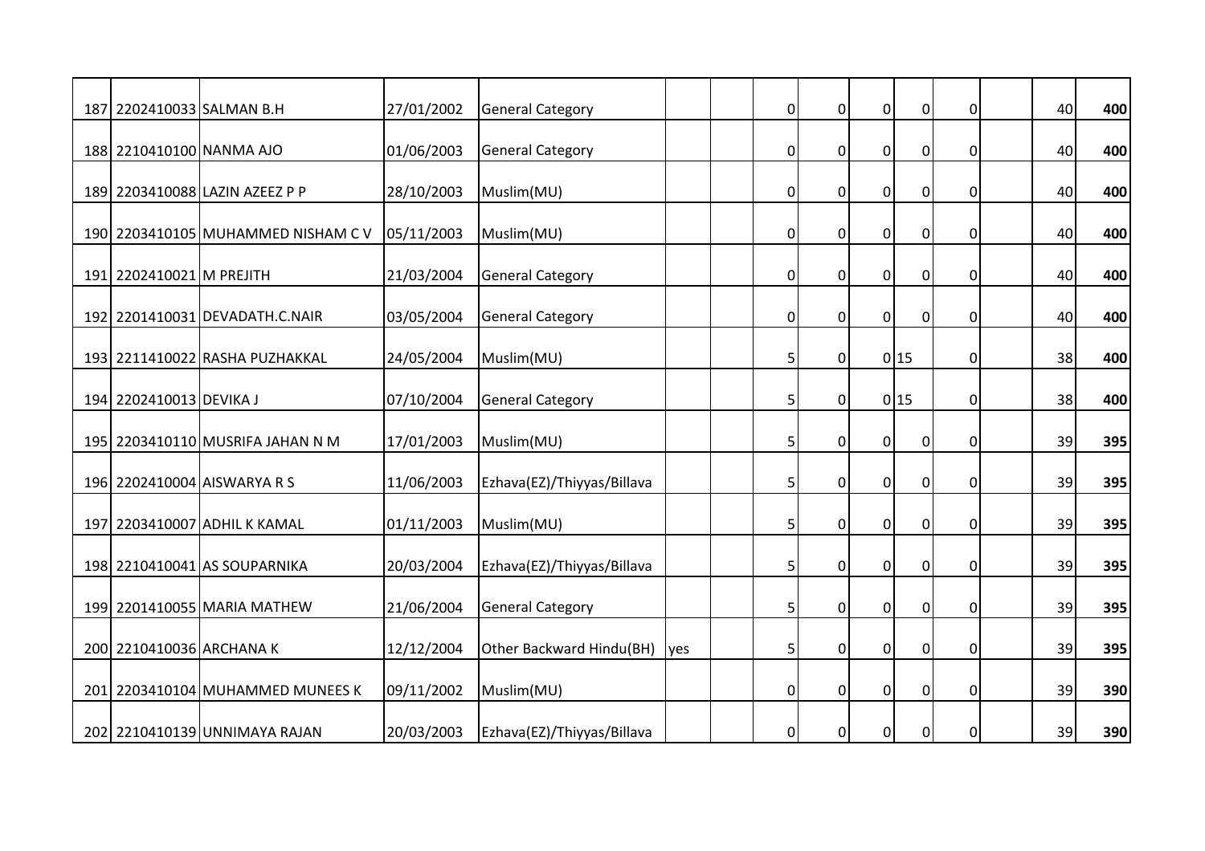| | | | | | | | | | | | | | | |
|---|---|---|---|---|---|---|---|---|---|---|---|---|---|---|
| 187 | 2202410033 | SALMAN B.H | 27/01/2002 | General Category | | | 0 | 0 | 0 | 0 | 0 | | 40 | **400** |
| 188 | 2210410100 | NANMA AJO | 01/06/2003 | General Category | | | 0 | 0 | 0 | 0 | 0 | | 40 | **400** |
| 189 | 2203410088 | LAZIN AZEEZ P P | 28/10/2003 | Muslim(MU) | | | 0 | 0 | 0 | 0 | 0 | | 40 | **400** |
| 190 | 2203410105 | MUHAMMED NISHAM C V | 05/11/2003 | Muslim(MU) | | | 0 | 0 | 0 | 0 | 0 | | 40 | **400** |
| 191 | 2202410021 | M PREJITH | 21/03/2004 | General Category | | | 0 | 0 | 0 | 0 | 0 | | 40 | **400** |
| 192 | 2201410031 | DEVADATH.C.NAIR | 03/05/2004 | General Category | | | 0 | 0 | 0 | 0 | 0 | | 40 | **400** |
| 193 | 2211410022 | RASHA PUZHAKKAL | 24/05/2004 | Muslim(MU) | | | 5 | 0 | 0 | 15 | 0 | | 38 | **400** |
| 194 | 2202410013 | DEVIKA J | 07/10/2004 | General Category | | | 5 | 0 | 0 | 15 | 0 | | 38 | **400** |
| 195 | 2203410110 | MUSRIFA JAHAN N M | 17/01/2003 | Muslim(MU) | | | 5 | 0 | 0 | 0 | 0 | | 39 | **395** |
| 196 | 2202410004 | AISWARYA R S | 11/06/2003 | Ezhava(EZ)/Thiyyas/Billava | | | 5 | 0 | 0 | 0 | 0 | | 39 | **395** |
| 197 | 2203410007 | ADHIL K KAMAL | 01/11/2003 | Muslim(MU) | | | 5 | 0 | 0 | 0 | 0 | | 39 | **395** |
| 198 | 2210410041 | AS SOUPARNIKA | 20/03/2004 | Ezhava(EZ)/Thiyyas/Billava | | | 5 | 0 | 0 | 0 | 0 | | 39 | **395** |
| 199 | 2201410055 | MARIA MATHEW | 21/06/2004 | General Category | | | 5 | 0 | 0 | 0 | 0 | | 39 | **395** |
| 200 | 2210410036 | ARCHANA K | 12/12/2004 | Other Backward Hindu(BH) | yes | | 5 | 0 | 0 | 0 | 0 | | 39 | **395** |
| 201 | 2203410104 | MUHAMMED MUNEES K | 09/11/2002 | Muslim(MU) | | | 0 | 0 | 0 | 0 | 0 | | 39 | **390** |
| 202 | 2210410139 | UNNIMAYA RAJAN | 20/03/2003 | Ezhava(EZ)/Thiyyas/Billava | | | 0 | 0 | 0 | 0 | 0 | | 39 | **390** |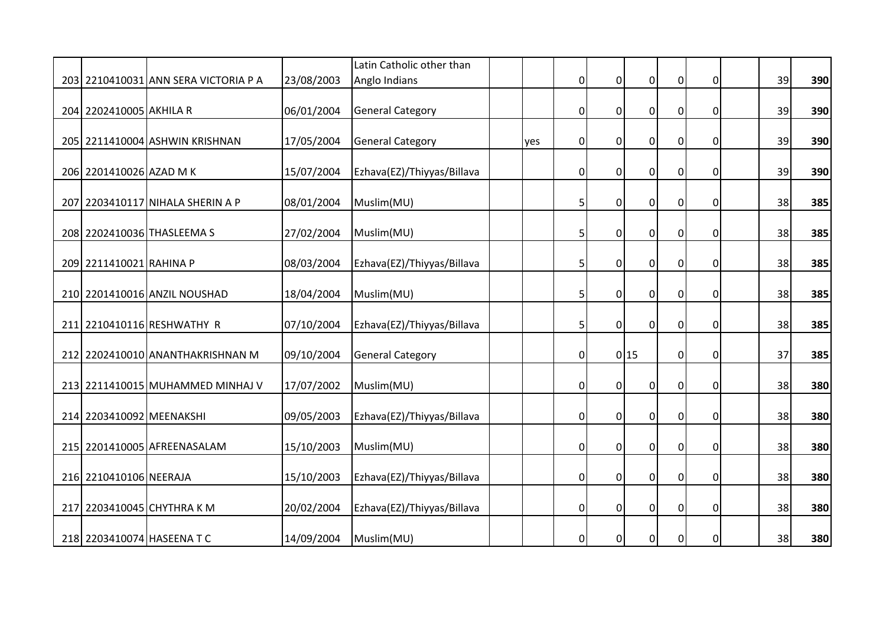| | | | | | | | | | | | | | | |
|---|---|---|---|---|---|---|---|---|---|---|---|---|---|---|
| 203 | 2210410031 | ANN SERA VICTORIA P A | 23/08/2003 | Latin Catholic other than Anglo Indians | | | 0 | 0 | 0 | 0 | 0 | | 39 | **390** |
| 204 | 2202410005 | AKHILA R | 06/01/2004 | General Category | | | 0 | 0 | 0 | 0 | 0 | | 39 | **390** |
| 205 | 2211410004 | ASHWIN KRISHNAN | 17/05/2004 | General Category | | yes | 0 | 0 | 0 | 0 | 0 | | 39 | **390** |
| 206 | 2201410026 | AZAD M K | 15/07/2004 | Ezhava(EZ)/Thiyyas/Billava | | | 0 | 0 | 0 | 0 | 0 | | 39 | **390** |
| 207 | 2203410117 | NIHALA SHERIN A P | 08/01/2004 | Muslim(MU) | | | 5 | 0 | 0 | 0 | 0 | | 38 | **385** |
| 208 | 2202410036 | THASLEEMA S | 27/02/2004 | Muslim(MU) | | | 5 | 0 | 0 | 0 | 0 | | 38 | **385** |
| 209 | 2211410021 | RAHINA P | 08/03/2004 | Ezhava(EZ)/Thiyyas/Billava | | | 5 | 0 | 0 | 0 | 0 | | 38 | **385** |
| 210 | 2201410016 | ANZIL NOUSHAD | 18/04/2004 | Muslim(MU) | | | 5 | 0 | 0 | 0 | 0 | | 38 | **385** |
| 211 | 2210410116 | RESHWATHY R | 07/10/2004 | Ezhava(EZ)/Thiyyas/Billava | | | 5 | 0 | 0 | 0 | 0 | | 38 | **385** |
| 212 | 2202410010 | ANANTHAKRISHNAN M | 09/10/2004 | General Category | | | 0 | 0 | 15 | 0 | 0 | | 37 | **385** |
| 213 | 2211410015 | MUHAMMED MINHAJ V | 17/07/2002 | Muslim(MU) | | | 0 | 0 | 0 | 0 | 0 | | 38 | **380** |
| 214 | 2203410092 | MEENAKSHI | 09/05/2003 | Ezhava(EZ)/Thiyyas/Billava | | | 0 | 0 | 0 | 0 | 0 | | 38 | **380** |
| 215 | 2201410005 | AFREENASALAM | 15/10/2003 | Muslim(MU) | | | 0 | 0 | 0 | 0 | 0 | | 38 | **380** |
| 216 | 2210410106 | NEERAJA | 15/10/2003 | Ezhava(EZ)/Thiyyas/Billava | | | 0 | 0 | 0 | 0 | 0 | | 38 | **380** |
| 217 | 2203410045 | CHYTHRA K M | 20/02/2004 | Ezhava(EZ)/Thiyyas/Billava | | | 0 | 0 | 0 | 0 | 0 | | 38 | **380** |
| 218 | 2203410074 | HASEENA T C | 14/09/2004 | Muslim(MU) | | | 0 | 0 | 0 | 0 | 0 | | 38 | **380** |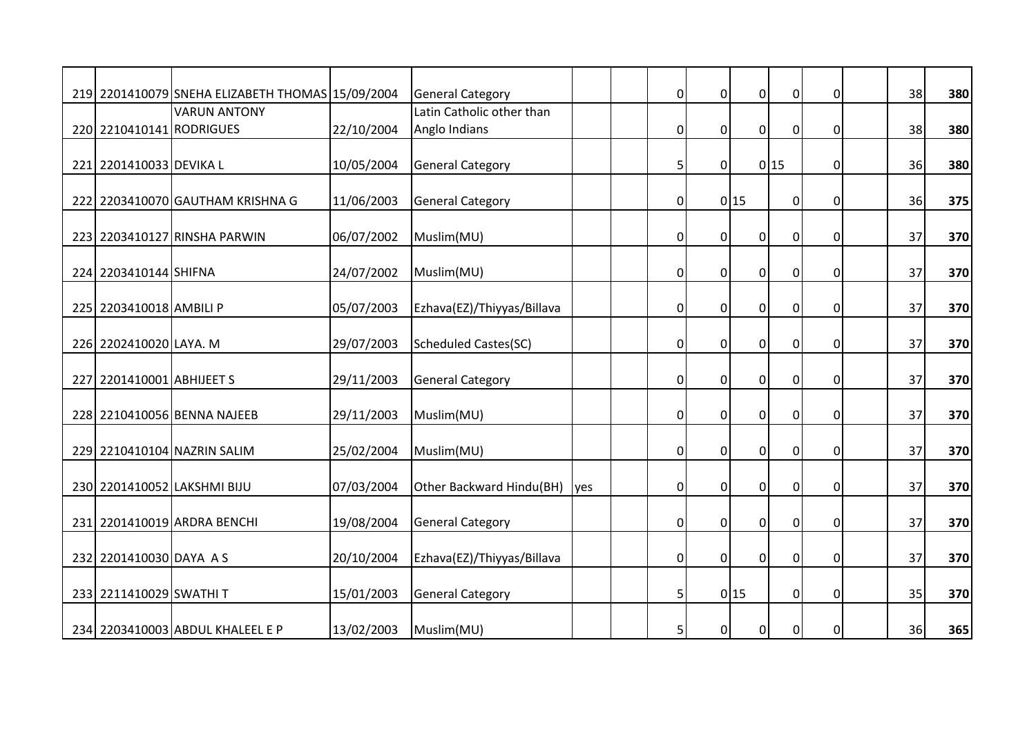| | | | | | | | | | | | | | | |
|---|---|---|---|---|---|---|---|---|---|---|---|---|---|---|
| 219 | 2201410079 | SNEHA ELIZABETH THOMAS | 15/09/2004 | General Category | | | 0 | 0 | 0 | 0 | 0 | | 38 | **380** |
| 220 | 2210410141 | VARUN ANTONY RODRIGUES | 22/10/2004 | Latin Catholic other than Anglo Indians | | | 0 | 0 | 0 | 0 | 0 | | 38 | **380** |
| 221 | 2201410033 | DEVIKA L | 10/05/2004 | General Category | | | 5 | 0 | 0 | 15 | 0 | | 36 | **380** |
| 222 | 2203410070 | GAUTHAM KRISHNA G | 11/06/2003 | General Category | | | 0 | 0 | 15 | 0 | 0 | | 36 | **375** |
| 223 | 2203410127 | RINSHA PARWIN | 06/07/2002 | Muslim(MU) | | | 0 | 0 | 0 | 0 | 0 | | 37 | **370** |
| 224 | 2203410144 | SHIFNA | 24/07/2002 | Muslim(MU) | | | 0 | 0 | 0 | 0 | 0 | | 37 | **370** |
| 225 | 2203410018 | AMBILI P | 05/07/2003 | Ezhava(EZ)/Thiyyas/Billava | | | 0 | 0 | 0 | 0 | 0 | | 37 | **370** |
| 226 | 2202410020 | LAYA. M | 29/07/2003 | Scheduled Castes(SC) | | | 0 | 0 | 0 | 0 | 0 | | 37 | **370** |
| 227 | 2201410001 | ABHIJEET S | 29/11/2003 | General Category | | | 0 | 0 | 0 | 0 | 0 | | 37 | **370** |
| 228 | 2210410056 | BENNA NAJEEB | 29/11/2003 | Muslim(MU) | | | 0 | 0 | 0 | 0 | 0 | | 37 | **370** |
| 229 | 2210410104 | NAZRIN SALIM | 25/02/2004 | Muslim(MU) | | | 0 | 0 | 0 | 0 | 0 | | 37 | **370** |
| 230 | 2201410052 | LAKSHMI BIJU | 07/03/2004 | Other Backward Hindu(BH) | yes | | 0 | 0 | 0 | 0 | 0 | | 37 | **370** |
| 231 | 2201410019 | ARDRA BENCHI | 19/08/2004 | General Category | | | 0 | 0 | 0 | 0 | 0 | | 37 | **370** |
| 232 | 2201410030 | DAYA A S | 20/10/2004 | Ezhava(EZ)/Thiyyas/Billava | | | 0 | 0 | 0 | 0 | 0 | | 37 | **370** |
| 233 | 2211410029 | SWATHI T | 15/01/2003 | General Category | | | 5 | 0 | 15 | 0 | 0 | | 35 | **370** |
| 234 | 2203410003 | ABDUL KHALEEL E P | 13/02/2003 | Muslim(MU) | | | 5 | 0 | 0 | 0 | 0 | | 36 | **365** |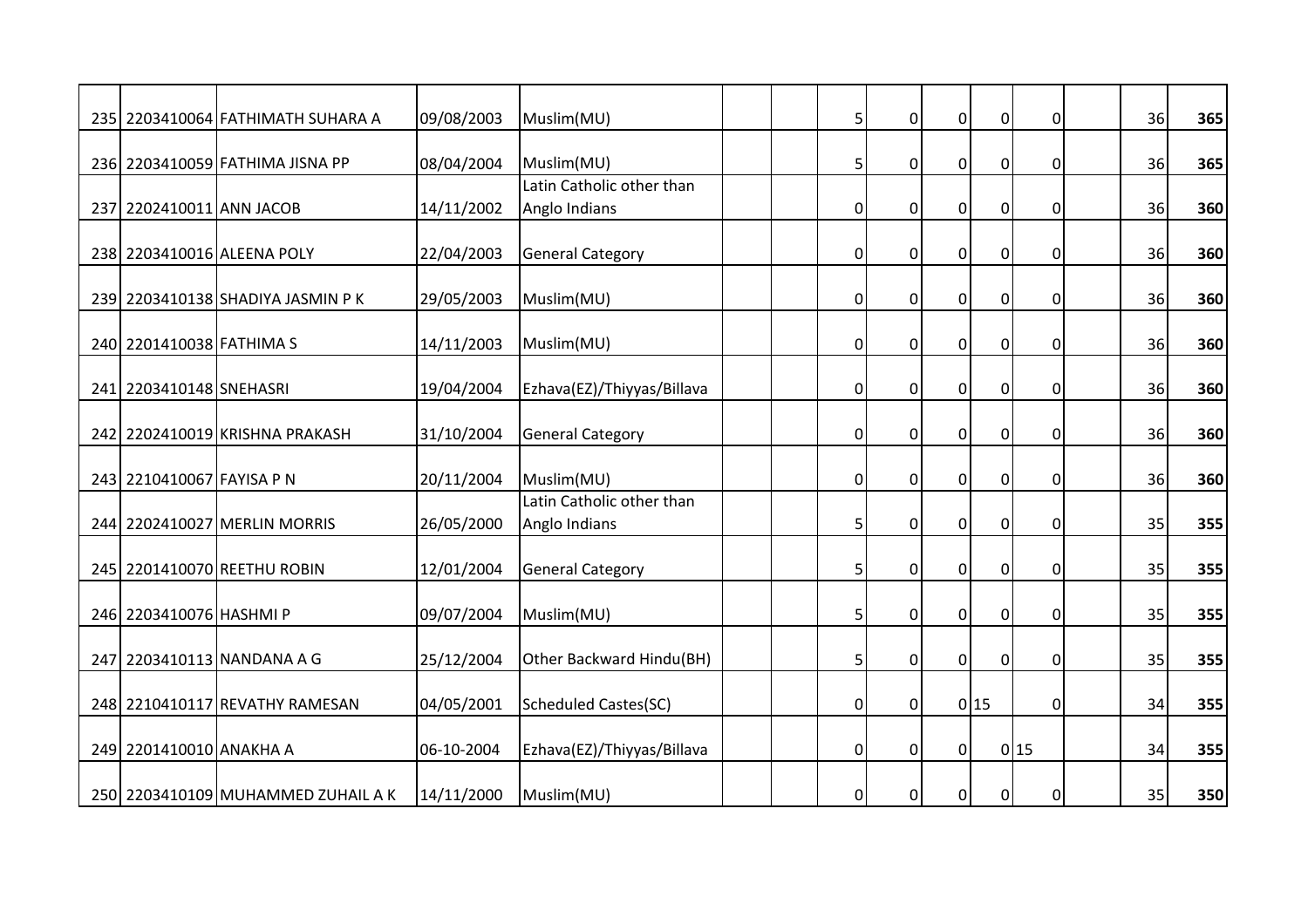| | | | | | | | | | | | | | | |
|---|---|---|---|---|---|---|---|---|---|---|---|---|---|---|
| 235 | 2203410064 | FATHIMATH SUHARA A | 09/08/2003 | Muslim(MU) | | | 5 | 0 | 0 | 0 | 0 | | 36 | **365** |
| 236 | 2203410059 | FATHIMA JISNA PP | 08/04/2004 | Muslim(MU) | | | 5 | 0 | 0 | 0 | 0 | | 36 | **365** |
| 237 | 2202410011 | ANN JACOB | 14/11/2002 | Latin Catholic other than Anglo Indians | | | 0 | 0 | 0 | 0 | 0 | | 36 | **360** |
| 238 | 2203410016 | ALEENA POLY | 22/04/2003 | General Category | | | 0 | 0 | 0 | 0 | 0 | | 36 | **360** |
| 239 | 2203410138 | SHADIYA JASMIN P K | 29/05/2003 | Muslim(MU) | | | 0 | 0 | 0 | 0 | 0 | | 36 | **360** |
| 240 | 2201410038 | FATHIMA S | 14/11/2003 | Muslim(MU) | | | 0 | 0 | 0 | 0 | 0 | | 36 | **360** |
| 241 | 2203410148 | SNEHASRI | 19/04/2004 | Ezhava(EZ)/Thiyyas/Billava | | | 0 | 0 | 0 | 0 | 0 | | 36 | **360** |
| 242 | 2202410019 | KRISHNA PRAKASH | 31/10/2004 | General Category | | | 0 | 0 | 0 | 0 | 0 | | 36 | **360** |
| 243 | 2210410067 | FAYISA P N | 20/11/2004 | Muslim(MU) | | | 0 | 0 | 0 | 0 | 0 | | 36 | **360** |
| 244 | 2202410027 | MERLIN MORRIS | 26/05/2000 | Latin Catholic other than Anglo Indians | | | 5 | 0 | 0 | 0 | 0 | | 35 | **355** |
| 245 | 2201410070 | REETHU ROBIN | 12/01/2004 | General Category | | | 5 | 0 | 0 | 0 | 0 | | 35 | **355** |
| 246 | 2203410076 | HASHMI P | 09/07/2004 | Muslim(MU) | | | 5 | 0 | 0 | 0 | 0 | | 35 | **355** |
| 247 | 2203410113 | NANDANA A G | 25/12/2004 | Other Backward Hindu(BH) | | | 5 | 0 | 0 | 0 | 0 | | 35 | **355** |
| 248 | 2210410117 | REVATHY RAMESAN | 04/05/2001 | Scheduled Castes(SC) | | | 0 | 0 | 0 | 15 | 0 | | 34 | **355** |
| 249 | 2201410010 | ANAKHA A | 06-10-2004 | Ezhava(EZ)/Thiyyas/Billava | | | 0 | 0 | 0 | 0 | 15 | | 34 | **355** |
| 250 | 2203410109 | MUHAMMED ZUHAIL A K | 14/11/2000 | Muslim(MU) | | | 0 | 0 | 0 | 0 | 0 | | 35 | **350** |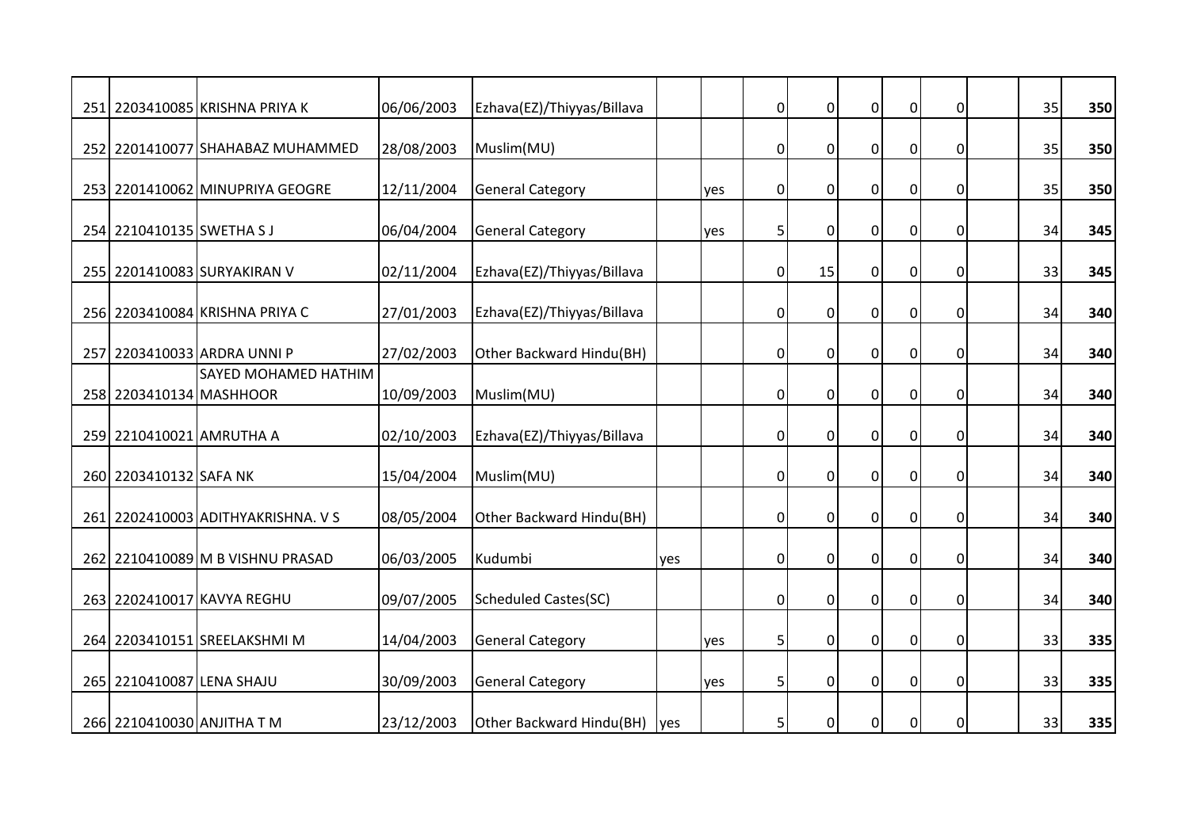| | | | | | | | | | | | | | | |
|---|---|---|---|---|---|---|---|---|---|---|---|---|---|---|
| 251 | 2203410085 | KRISHNA PRIYA K | 06/06/2003 | Ezhava(EZ)/Thiyyas/Billava | | | 0 | 0 | 0 | 0 | 0 | | 35 | **350** |
| 252 | 2201410077 | SHAHABAZ MUHAMMED | 28/08/2003 | Muslim(MU) | | | 0 | 0 | 0 | 0 | 0 | | 35 | **350** |
| 253 | 2201410062 | MINUPRIYA GEOGRE | 12/11/2004 | General Category | | yes | 0 | 0 | 0 | 0 | 0 | | 35 | **350** |
| 254 | 2210410135 | SWETHA S J | 06/04/2004 | General Category | | yes | 5 | 0 | 0 | 0 | 0 | | 34 | **345** |
| 255 | 2201410083 | SURYAKIRAN V | 02/11/2004 | Ezhava(EZ)/Thiyyas/Billava | | | 0 | 15 | 0 | 0 | 0 | | 33 | **345** |
| 256 | 2203410084 | KRISHNA PRIYA C | 27/01/2003 | Ezhava(EZ)/Thiyyas/Billava | | | 0 | 0 | 0 | 0 | 0 | | 34 | **340** |
| 257 | 2203410033 | ARDRA UNNI P | 27/02/2003 | Other Backward Hindu(BH) | | | 0 | 0 | 0 | 0 | 0 | | 34 | **340** |
| 258 | 2203410134 | SAYED MOHAMED HATHIM MASHHOOR | 10/09/2003 | Muslim(MU) | | | 0 | 0 | 0 | 0 | 0 | | 34 | **340** |
| 259 | 2210410021 | AMRUTHA A | 02/10/2003 | Ezhava(EZ)/Thiyyas/Billava | | | 0 | 0 | 0 | 0 | 0 | | 34 | **340** |
| 260 | 2203410132 | SAFA NK | 15/04/2004 | Muslim(MU) | | | 0 | 0 | 0 | 0 | 0 | | 34 | **340** |
| 261 | 2202410003 | ADITHYAKRISHNA. V S | 08/05/2004 | Other Backward Hindu(BH) | | | 0 | 0 | 0 | 0 | 0 | | 34 | **340** |
| 262 | 2210410089 | M B VISHNU PRASAD | 06/03/2005 | Kudumbi | yes | | 0 | 0 | 0 | 0 | 0 | | 34 | **340** |
| 263 | 2202410017 | KAVYA REGHU | 09/07/2005 | Scheduled Castes(SC) | | | 0 | 0 | 0 | 0 | 0 | | 34 | **340** |
| 264 | 2203410151 | SREELAKSHMI M | 14/04/2003 | General Category | | yes | 5 | 0 | 0 | 0 | 0 | | 33 | **335** |
| 265 | 2210410087 | LENA SHAJU | 30/09/2003 | General Category | | yes | 5 | 0 | 0 | 0 | 0 | | 33 | **335** |
| 266 | 2210410030 | ANJITHA T M | 23/12/2003 | Other Backward Hindu(BH) | yes | | 5 | 0 | 0 | 0 | 0 | | 33 | **335** |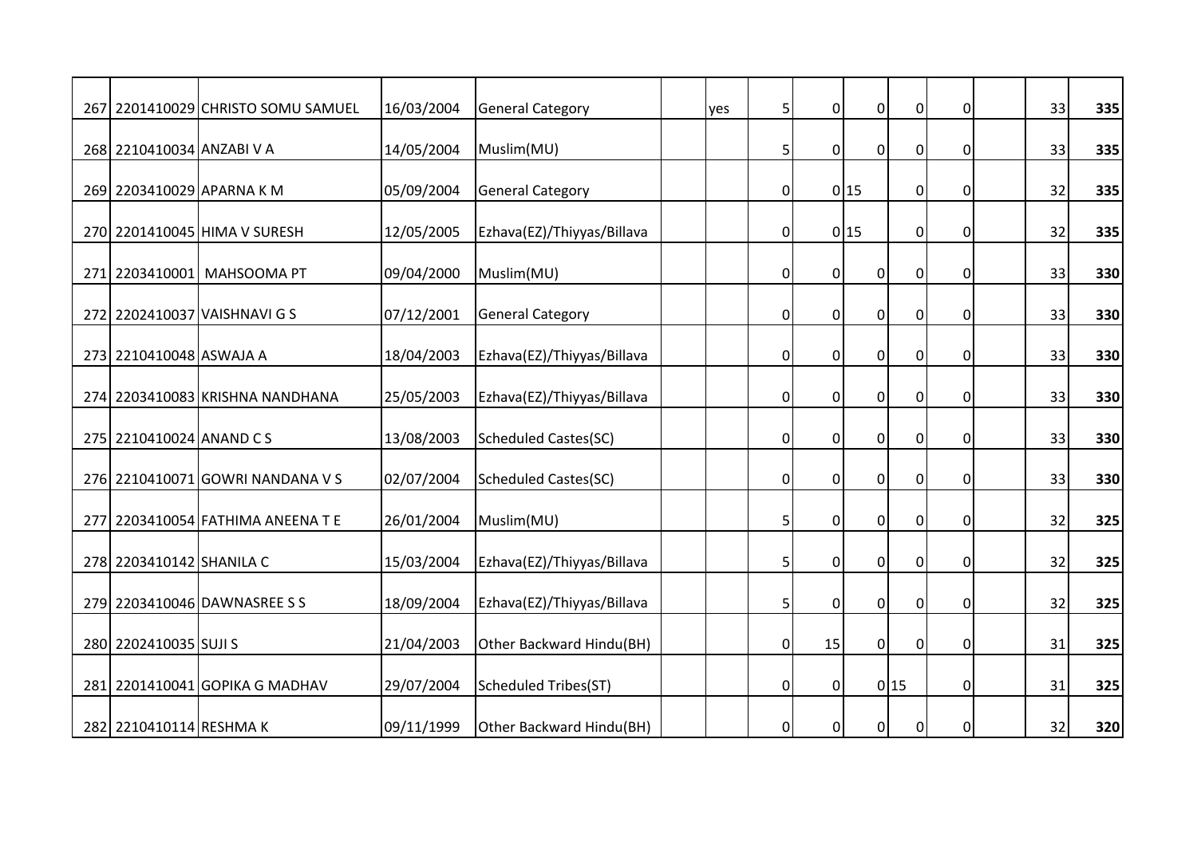| | | | | | | | | | | | | | | |
|---|---|---|---|---|---|---|---|---|---|---|---|---|---|---|
| 267 | 2201410029 | CHRISTO SOMU SAMUEL | 16/03/2004 | General Category | | yes | 5 | 0 | 0 | 0 | 0 | | 33 | **335** |
| 268 | 2210410034 | ANZABI V A | 14/05/2004 | Muslim(MU) | | | 5 | 0 | 0 | 0 | 0 | | 33 | **335** |
| 269 | 2203410029 | APARNA K M | 05/09/2004 | General Category | | | 0 | 0 | 15 | 0 | 0 | | 32 | **335** |
| 270 | 2201410045 | HIMA V SURESH | 12/05/2005 | Ezhava(EZ)/Thiyyas/Billava | | | 0 | 0 | 15 | 0 | 0 | | 32 | **335** |
| 271 | 2203410001 | MAHSOOMA PT | 09/04/2000 | Muslim(MU) | | | 0 | 0 | 0 | 0 | 0 | | 33 | **330** |
| 272 | 2202410037 | VAISHNAVI G S | 07/12/2001 | General Category | | | 0 | 0 | 0 | 0 | 0 | | 33 | **330** |
| 273 | 2210410048 | ASWAJA A | 18/04/2003 | Ezhava(EZ)/Thiyyas/Billava | | | 0 | 0 | 0 | 0 | 0 | | 33 | **330** |
| 274 | 2203410083 | KRISHNA NANDHANA | 25/05/2003 | Ezhava(EZ)/Thiyyas/Billava | | | 0 | 0 | 0 | 0 | 0 | | 33 | **330** |
| 275 | 2210410024 | ANAND C S | 13/08/2003 | Scheduled Castes(SC) | | | 0 | 0 | 0 | 0 | 0 | | 33 | **330** |
| 276 | 2210410071 | GOWRI NANDANA V S | 02/07/2004 | Scheduled Castes(SC) | | | 0 | 0 | 0 | 0 | 0 | | 33 | **330** |
| 277 | 2203410054 | FATHIMA ANEENA T E | 26/01/2004 | Muslim(MU) | | | 5 | 0 | 0 | 0 | 0 | | 32 | **325** |
| 278 | 2203410142 | SHANILA C | 15/03/2004 | Ezhava(EZ)/Thiyyas/Billava | | | 5 | 0 | 0 | 0 | 0 | | 32 | **325** |
| 279 | 2203410046 | DAWNASREE S S | 18/09/2004 | Ezhava(EZ)/Thiyyas/Billava | | | 5 | 0 | 0 | 0 | 0 | | 32 | **325** |
| 280 | 2202410035 | SUJI S | 21/04/2003 | Other Backward Hindu(BH) | | | 0 | 15 | 0 | 0 | 0 | | 31 | **325** |
| 281 | 2201410041 | GOPIKA G MADHAV | 29/07/2004 | Scheduled Tribes(ST) | | | 0 | 0 | 0 | 15 | 0 | | 31 | **325** |
| 282 | 2210410114 | RESHMA K | 09/11/1999 | Other Backward Hindu(BH) | | | 0 | 0 | 0 | 0 | 0 | | 32 | **320** |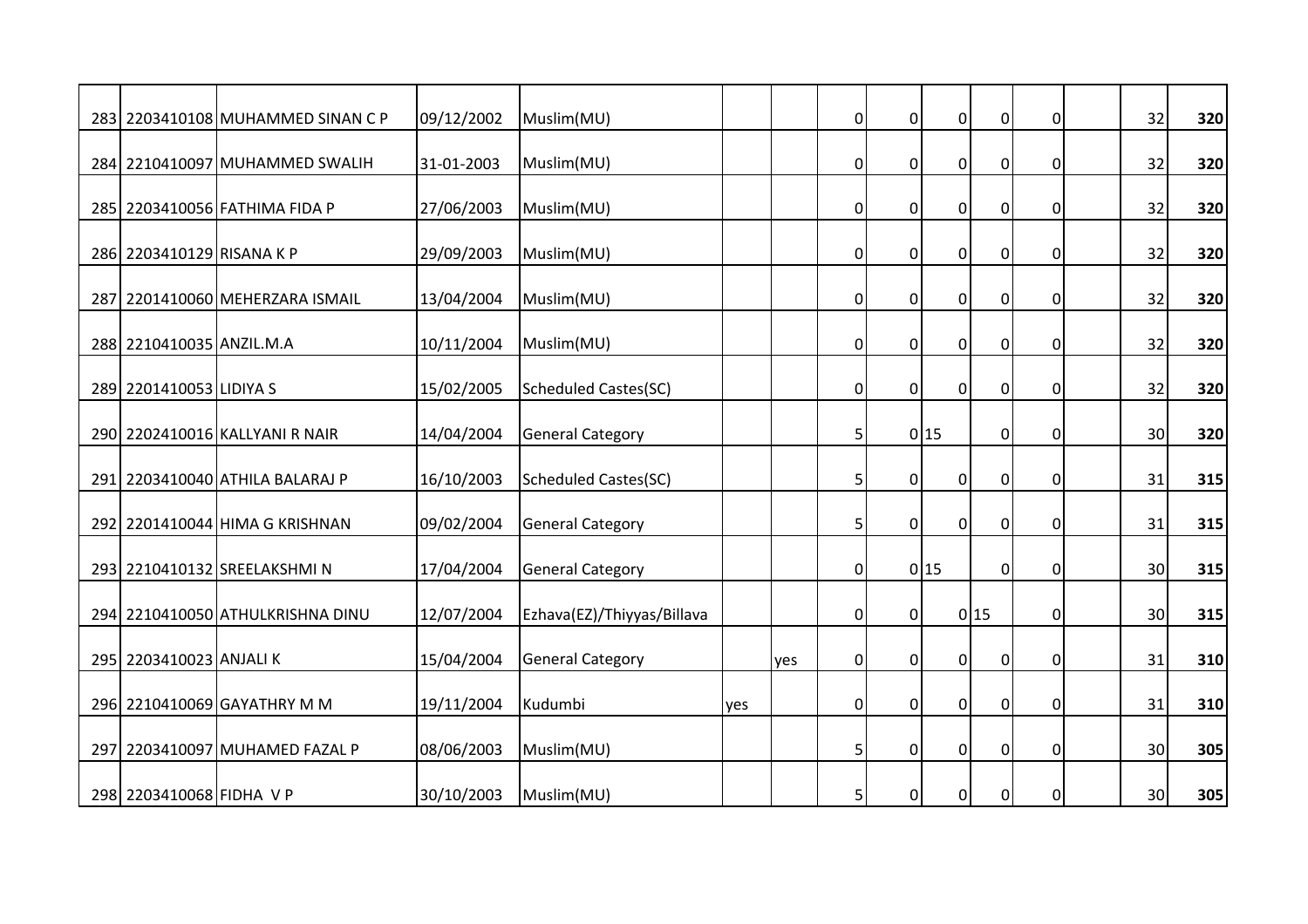| | | | | | | | | | | | | | | |
|---|---|---|---|---|---|---|---|---|---|---|---|---|---|---|
| 283 | 2203410108 | MUHAMMED SINAN C P | 09/12/2002 | Muslim(MU) | | | 0 | 0 | 0 | 0 | 0 | | 32 | **320** |
| 284 | 2210410097 | MUHAMMED SWALIH | 31-01-2003 | Muslim(MU) | | | 0 | 0 | 0 | 0 | 0 | | 32 | **320** |
| 285 | 2203410056 | FATHIMA FIDA P | 27/06/2003 | Muslim(MU) | | | 0 | 0 | 0 | 0 | 0 | | 32 | **320** |
| 286 | 2203410129 | RISANA K P | 29/09/2003 | Muslim(MU) | | | 0 | 0 | 0 | 0 | 0 | | 32 | **320** |
| 287 | 2201410060 | MEHERZARA ISMAIL | 13/04/2004 | Muslim(MU) | | | 0 | 0 | 0 | 0 | 0 | | 32 | **320** |
| 288 | 2210410035 | ANZIL.M.A | 10/11/2004 | Muslim(MU) | | | 0 | 0 | 0 | 0 | 0 | | 32 | **320** |
| 289 | 2201410053 | LIDIYA S | 15/02/2005 | Scheduled Castes(SC) | | | 0 | 0 | 0 | 0 | 0 | | 32 | **320** |
| 290 | 2202410016 | KALLYANI R NAIR | 14/04/2004 | General Category | | | 5 | 0 | 15 | 0 | 0 | | 30 | **320** |
| 291 | 2203410040 | ATHILA BALARAJ P | 16/10/2003 | Scheduled Castes(SC) | | | 5 | 0 | 0 | 0 | 0 | | 31 | **315** |
| 292 | 2201410044 | HIMA G KRISHNAN | 09/02/2004 | General Category | | | 5 | 0 | 0 | 0 | 0 | | 31 | **315** |
| 293 | 2210410132 | SREELAKSHMI N | 17/04/2004 | General Category | | | 0 | 0 | 15 | 0 | 0 | | 30 | **315** |
| 294 | 2210410050 | ATHULKRISHNA DINU | 12/07/2004 | Ezhava(EZ)/Thiyyas/Billava | | | 0 | 0 | 0 | 15 | 0 | | 30 | **315** |
| 295 | 2203410023 | ANJALI K | 15/04/2004 | General Category | | yes | 0 | 0 | 0 | 0 | 0 | | 31 | **310** |
| 296 | 2210410069 | GAYATHRY M M | 19/11/2004 | Kudumbi | yes | | 0 | 0 | 0 | 0 | 0 | | 31 | **310** |
| 297 | 2203410097 | MUHAMED FAZAL P | 08/06/2003 | Muslim(MU) | | | 5 | 0 | 0 | 0 | 0 | | 30 | **305** |
| 298 | 2203410068 | FIDHA V P | 30/10/2003 | Muslim(MU) | | | 5 | 0 | 0 | 0 | 0 | | 30 | **305** |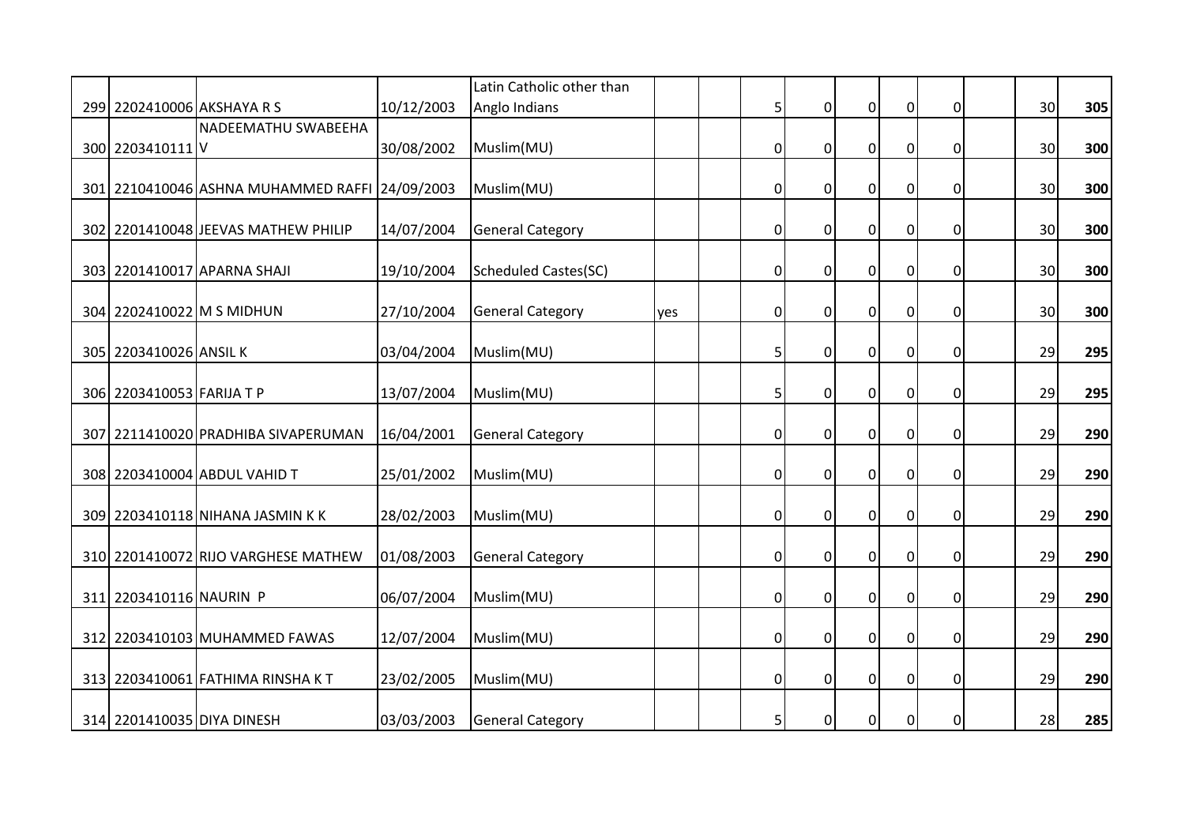|  |  |  |  |  |  |  |  |  |  |  |  |  |  |  |
|---|---|---|---|---|---|---|---|---|---|---|---|---|---|---|
| 299 | 2202410006 | AKSHAYA R S | 10/12/2003 | Latin Catholic other than Anglo Indians |  |  | 5 | 0 | 0 | 0 | 0 |  | 30 | **305** |
| 300 | 2203410111 | NADEEMATHU SWABEEHA V | 30/08/2002 | Muslim(MU) |  |  | 0 | 0 | 0 | 0 | 0 |  | 30 | **300** |
| 301 | 2210410046 | ASHNA MUHAMMED RAFFI | 24/09/2003 | Muslim(MU) |  |  | 0 | 0 | 0 | 0 | 0 |  | 30 | **300** |
| 302 | 2201410048 | JEEVAS MATHEW PHILIP | 14/07/2004 | General Category |  |  | 0 | 0 | 0 | 0 | 0 |  | 30 | **300** |
| 303 | 2201410017 | APARNA SHAJI | 19/10/2004 | Scheduled Castes(SC) |  |  | 0 | 0 | 0 | 0 | 0 |  | 30 | **300** |
| 304 | 2202410022 | M S MIDHUN | 27/10/2004 | General Category | yes |  | 0 | 0 | 0 | 0 | 0 |  | 30 | **300** |
| 305 | 2203410026 | ANSIL K | 03/04/2004 | Muslim(MU) |  |  | 5 | 0 | 0 | 0 | 0 |  | 29 | **295** |
| 306 | 2203410053 | FARIJA T P | 13/07/2004 | Muslim(MU) |  |  | 5 | 0 | 0 | 0 | 0 |  | 29 | **295** |
| 307 | 2211410020 | PRADHIBA SIVAPERUMAN | 16/04/2001 | General Category |  |  | 0 | 0 | 0 | 0 | 0 |  | 29 | **290** |
| 308 | 2203410004 | ABDUL VAHID T | 25/01/2002 | Muslim(MU) |  |  | 0 | 0 | 0 | 0 | 0 |  | 29 | **290** |
| 309 | 2203410118 | NIHANA JASMIN K K | 28/02/2003 | Muslim(MU) |  |  | 0 | 0 | 0 | 0 | 0 |  | 29 | **290** |
| 310 | 2201410072 | RIJO VARGHESE MATHEW | 01/08/2003 | General Category |  |  | 0 | 0 | 0 | 0 | 0 |  | 29 | **290** |
| 311 | 2203410116 | NAURIN P | 06/07/2004 | Muslim(MU) |  |  | 0 | 0 | 0 | 0 | 0 |  | 29 | **290** |
| 312 | 2203410103 | MUHAMMED FAWAS | 12/07/2004 | Muslim(MU) |  |  | 0 | 0 | 0 | 0 | 0 |  | 29 | **290** |
| 313 | 2203410061 | FATHIMA RINSHA K T | 23/02/2005 | Muslim(MU) |  |  | 0 | 0 | 0 | 0 | 0 |  | 29 | **290** |
| 314 | 2201410035 | DIYA DINESH | 03/03/2003 | General Category |  |  | 5 | 0 | 0 | 0 | 0 |  | 28 | **285** |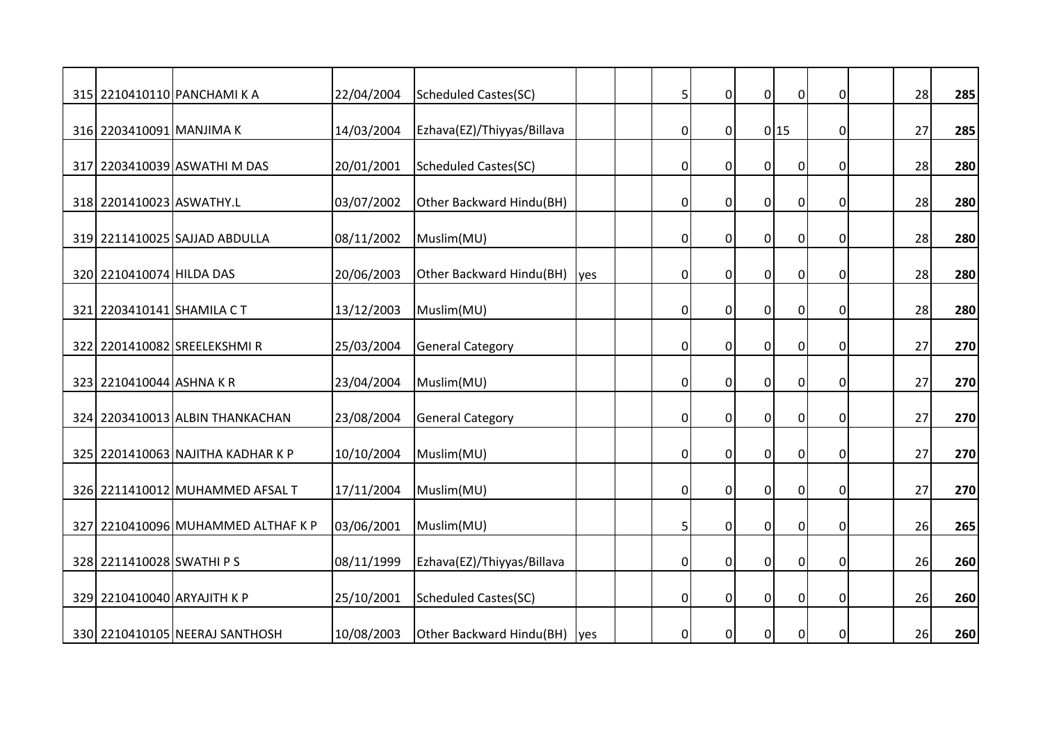| | | | | | | | | | | | | | | |
|---|---|---|---|---|---|---|---|---|---|---|---|---|---|---|
| 315 | 2210410110 | PANCHAMI K A | 22/04/2004 | Scheduled Castes(SC) | | | 5 | 0 | 0 | 0 | 0 | | 28 | **285** |
| 316 | 2203410091 | MANJIMA K | 14/03/2004 | Ezhava(EZ)/Thiyyas/Billava | | | 0 | 0 | 0 | 15 | 0 | | 27 | **285** |
| 317 | 2203410039 | ASWATHI M DAS | 20/01/2001 | Scheduled Castes(SC) | | | 0 | 0 | 0 | 0 | 0 | | 28 | **280** |
| 318 | 2201410023 | ASWATHY.L | 03/07/2002 | Other Backward Hindu(BH) | | | 0 | 0 | 0 | 0 | 0 | | 28 | **280** |
| 319 | 2211410025 | SAJJAD ABDULLA | 08/11/2002 | Muslim(MU) | | | 0 | 0 | 0 | 0 | 0 | | 28 | **280** |
| 320 | 2210410074 | HILDA DAS | 20/06/2003 | Other Backward Hindu(BH) | yes | | 0 | 0 | 0 | 0 | 0 | | 28 | **280** |
| 321 | 2203410141 | SHAMILA C T | 13/12/2003 | Muslim(MU) | | | 0 | 0 | 0 | 0 | 0 | | 28 | **280** |
| 322 | 2201410082 | SREELEKSHMI R | 25/03/2004 | General Category | | | 0 | 0 | 0 | 0 | 0 | | 27 | **270** |
| 323 | 2210410044 | ASHNA K R | 23/04/2004 | Muslim(MU) | | | 0 | 0 | 0 | 0 | 0 | | 27 | **270** |
| 324 | 2203410013 | ALBIN THANKACHAN | 23/08/2004 | General Category | | | 0 | 0 | 0 | 0 | 0 | | 27 | **270** |
| 325 | 2201410063 | NAJITHA KADHAR K P | 10/10/2004 | Muslim(MU) | | | 0 | 0 | 0 | 0 | 0 | | 27 | **270** |
| 326 | 2211410012 | MUHAMMED AFSAL T | 17/11/2004 | Muslim(MU) | | | 0 | 0 | 0 | 0 | 0 | | 27 | **270** |
| 327 | 2210410096 | MUHAMMED ALTHAF K P | 03/06/2001 | Muslim(MU) | | | 5 | 0 | 0 | 0 | 0 | | 26 | **265** |
| 328 | 2211410028 | SWATHI P S | 08/11/1999 | Ezhava(EZ)/Thiyyas/Billava | | | 0 | 0 | 0 | 0 | 0 | | 26 | **260** |
| 329 | 2210410040 | ARYAJITH K P | 25/10/2001 | Scheduled Castes(SC) | | | 0 | 0 | 0 | 0 | 0 | | 26 | **260** |
| 330 | 2210410105 | NEERAJ SANTHOSH | 10/08/2003 | Other Backward Hindu(BH) | yes | | 0 | 0 | 0 | 0 | 0 | | 26 | **260** |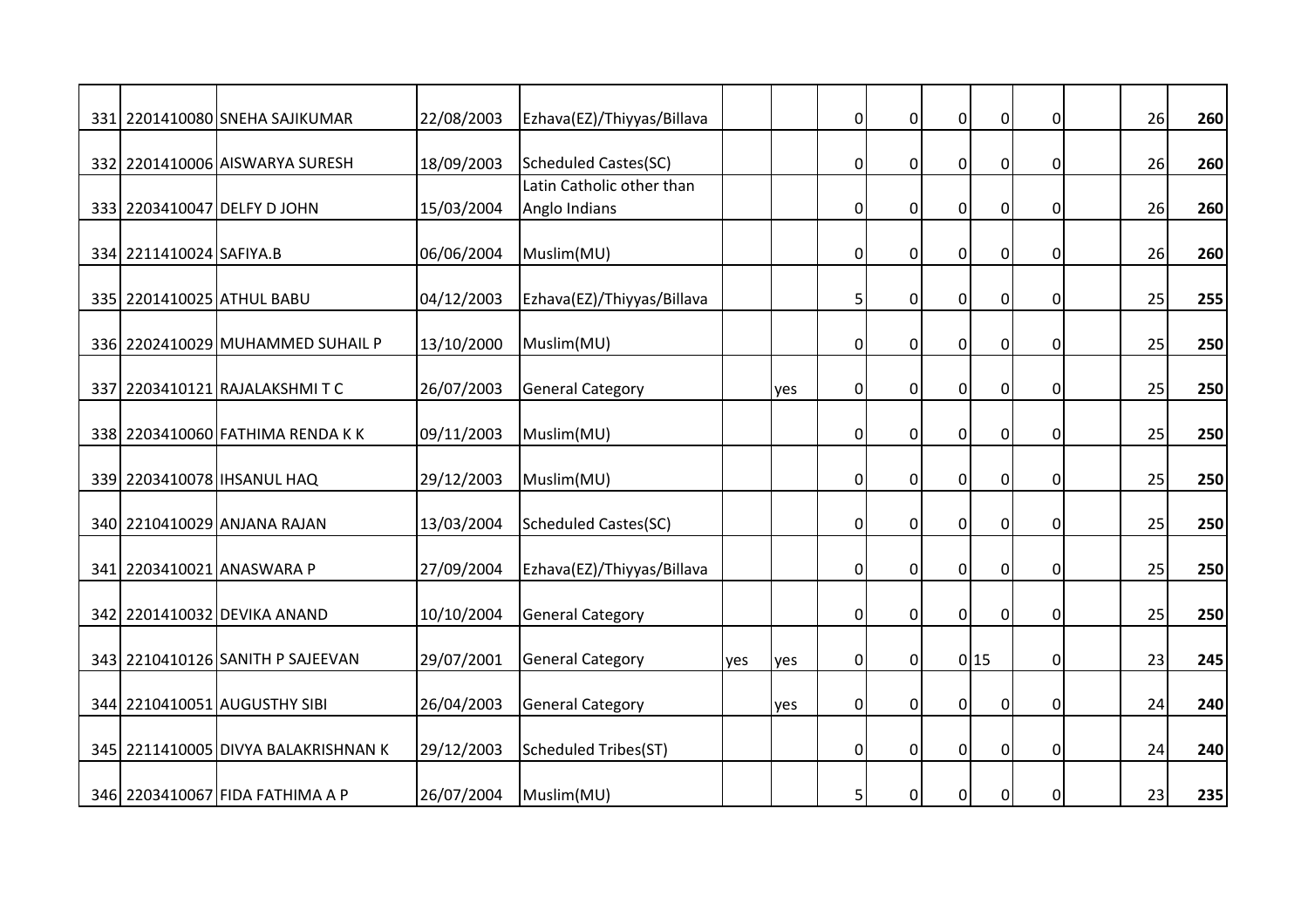| | | | | | | | | | | | | | | |
|---|---|---|---|---|---|---|---|---|---|---|---|---|---|---|
| 331 | 2201410080 | SNEHA SAJIKUMAR | 22/08/2003 | Ezhava(EZ)/Thiyyas/Billava | | | 0 | 0 | 0 | 0 | 0 | | 26 | **260** |
| 332 | 2201410006 | AISWARYA SURESH | 18/09/2003 | Scheduled Castes(SC) | | | 0 | 0 | 0 | 0 | 0 | | 26 | **260** |
| 333 | 2203410047 | DELFY D JOHN | 15/03/2004 | Latin Catholic other than Anglo Indians | | | 0 | 0 | 0 | 0 | 0 | | 26 | **260** |
| 334 | 2211410024 | SAFIYA.B | 06/06/2004 | Muslim(MU) | | | 0 | 0 | 0 | 0 | 0 | | 26 | **260** |
| 335 | 2201410025 | ATHUL BABU | 04/12/2003 | Ezhava(EZ)/Thiyyas/Billava | | | 5 | 0 | 0 | 0 | 0 | | 25 | **255** |
| 336 | 2202410029 | MUHAMMED SUHAIL P | 13/10/2000 | Muslim(MU) | | | 0 | 0 | 0 | 0 | 0 | | 25 | **250** |
| 337 | 2203410121 | RAJALAKSHMI T C | 26/07/2003 | General Category | | yes | 0 | 0 | 0 | 0 | 0 | | 25 | **250** |
| 338 | 2203410060 | FATHIMA RENDA K K | 09/11/2003 | Muslim(MU) | | | 0 | 0 | 0 | 0 | 0 | | 25 | **250** |
| 339 | 2203410078 | IHSANUL HAQ | 29/12/2003 | Muslim(MU) | | | 0 | 0 | 0 | 0 | 0 | | 25 | **250** |
| 340 | 2210410029 | ANJANA RAJAN | 13/03/2004 | Scheduled Castes(SC) | | | 0 | 0 | 0 | 0 | 0 | | 25 | **250** |
| 341 | 2203410021 | ANASWARA P | 27/09/2004 | Ezhava(EZ)/Thiyyas/Billava | | | 0 | 0 | 0 | 0 | 0 | | 25 | **250** |
| 342 | 2201410032 | DEVIKA ANAND | 10/10/2004 | General Category | | | 0 | 0 | 0 | 0 | 0 | | 25 | **250** |
| 343 | 2210410126 | SANITH P SAJEEVAN | 29/07/2001 | General Category | yes | yes | 0 | 0 | 0 | 15 | 0 | | 23 | **245** |
| 344 | 2210410051 | AUGUSTHY SIBI | 26/04/2003 | General Category | | yes | 0 | 0 | 0 | 0 | 0 | | 24 | **240** |
| 345 | 2211410005 | DIVYA BALAKRISHNAN K | 29/12/2003 | Scheduled Tribes(ST) | | | 0 | 0 | 0 | 0 | 0 | | 24 | **240** |
| 346 | 2203410067 | FIDA FATHIMA A P | 26/07/2004 | Muslim(MU) | | | 5 | 0 | 0 | 0 | 0 | | 23 | **235** |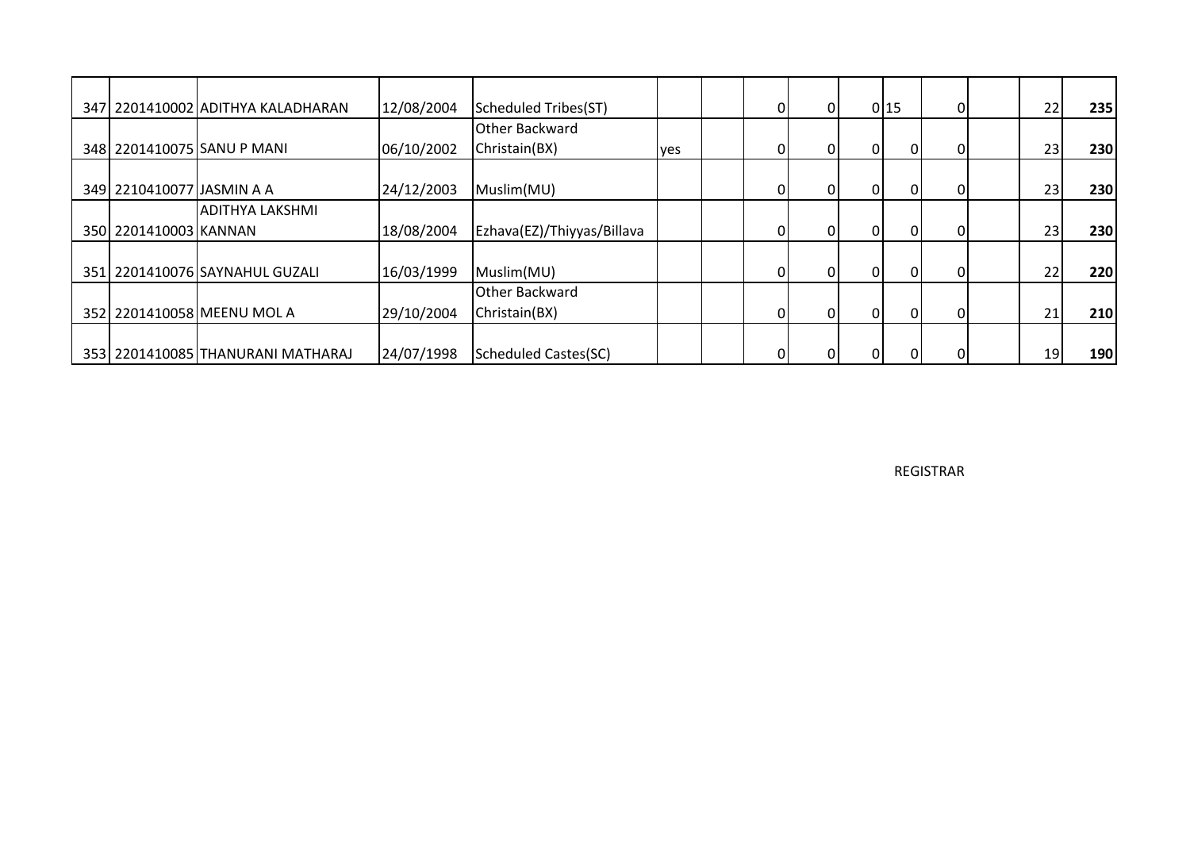| | | | | | | | | | | | | | | |
|---|---|---|---|---|---|---|---|---|---|---|---|---|---|---|
| 347 | 2201410002 | ADITHYA KALADHARAN | 12/08/2004 | Scheduled Tribes(ST) | | | 0 | 0 | 0 | 15 | 0 | | 22 | **235** |
| 348 | 2201410075 | SANU P MANI | 06/10/2002 | Other Backward Christain(BX) | yes | | 0 | 0 | 0 | 0 | 0 | | 23 | **230** |
| 349 | 2210410077 | JASMIN A A | 24/12/2003 | Muslim(MU) | | | 0 | 0 | 0 | 0 | 0 | | 23 | **230** |
| 350 | 2201410003 | ADITHYA LAKSHMI KANNAN | 18/08/2004 | Ezhava(EZ)/Thiyyas/Billava | | | 0 | 0 | 0 | 0 | 0 | | 23 | **230** |
| 351 | 2201410076 | SAYNAHUL GUZALI | 16/03/1999 | Muslim(MU) | | | 0 | 0 | 0 | 0 | 0 | | 22 | **220** |
| 352 | 2201410058 | MEENU MOL A | 29/10/2004 | Other Backward Christain(BX) | | | 0 | 0 | 0 | 0 | 0 | | 21 | **210** |
| 353 | 2201410085 | THANURANI MATHARAJ | 24/07/1998 | Scheduled Castes(SC) | | | 0 | 0 | 0 | 0 | 0 | | 19 | **190** |

REGISTRAR